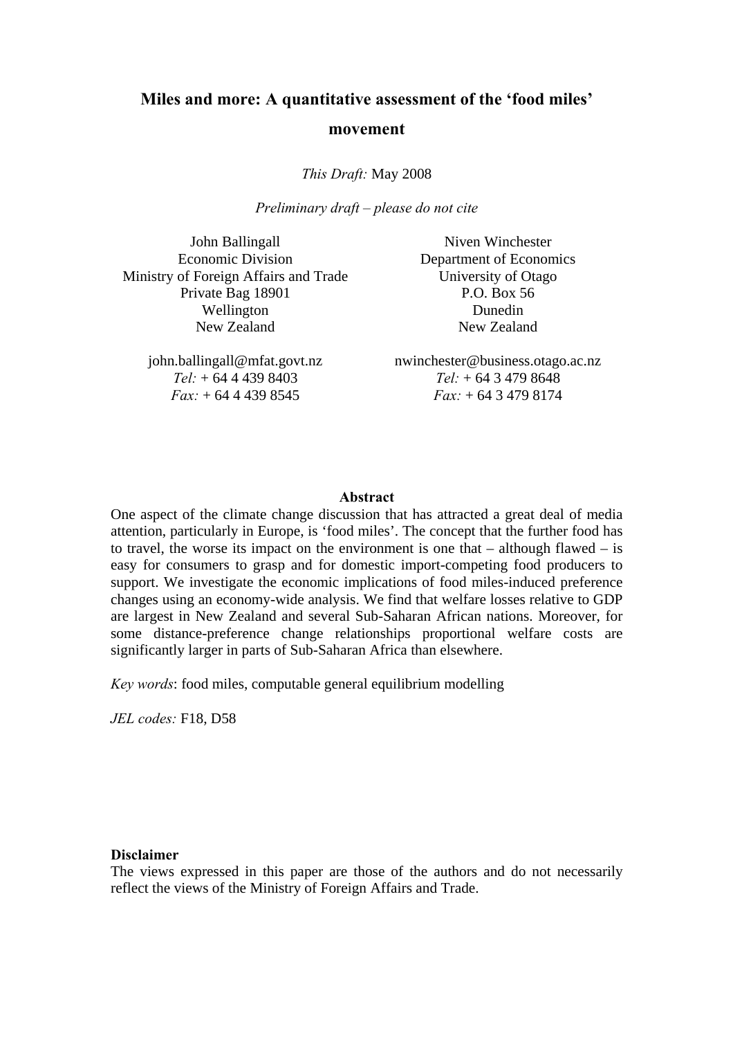# Miles and more: A quantitative assessment of the 'food miles' movement

*This Draft:* May 2008

*Preliminary draft – please do not cite*

John Ballingall
Economic Division
Ministry of Foreign Affairs and Trade
Private Bag 18901
Wellington
New Zealand

john.ballingall@mfat.govt.nz
*Tel:* + 64 4 439 8403
*Fax:* + 64 4 439 8545

Niven Winchester
Department of Economics
University of Otago
P.O. Box 56
Dunedin
New Zealand

nwinchester@business.otago.ac.nz
*Tel:* + 64 3 479 8648
*Fax:* + 64 3 479 8174

**Abstract**

One aspect of the climate change discussion that has attracted a great deal of media attention, particularly in Europe, is 'food miles'. The concept that the further food has to travel, the worse its impact on the environment is one that – although flawed – is easy for consumers to grasp and for domestic import-competing food producers to support. We investigate the economic implications of food miles-induced preference changes using an economy-wide analysis. We find that welfare losses relative to GDP are largest in New Zealand and several Sub-Saharan African nations. Moreover, for some distance-preference change relationships proportional welfare costs are significantly larger in parts of Sub-Saharan Africa than elsewhere.

*Key words*: food miles, computable general equilibrium modelling

*JEL codes:* F18, D58

**Disclaimer**

The views expressed in this paper are those of the authors and do not necessarily reflect the views of the Ministry of Foreign Affairs and Trade.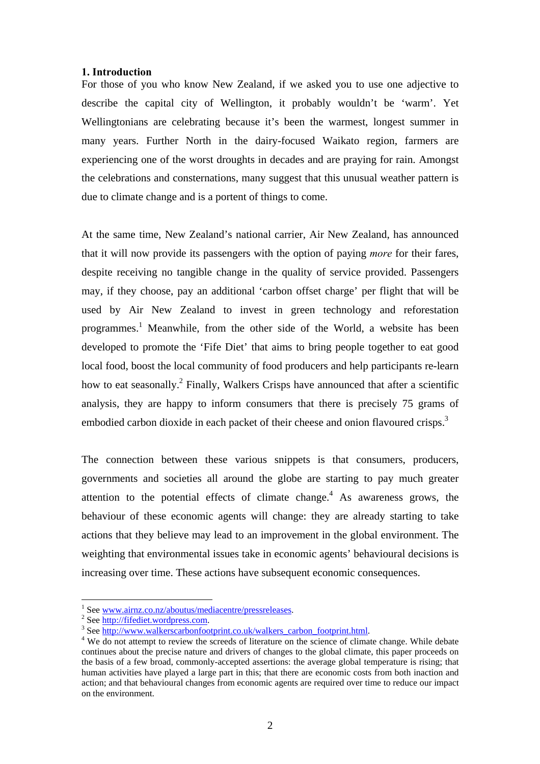## 1. Introduction

For those of you who know New Zealand, if we asked you to use one adjective to describe the capital city of Wellington, it probably wouldn't be 'warm'. Yet Wellingtonians are celebrating because it's been the warmest, longest summer in many years. Further North in the dairy-focused Waikato region, farmers are experiencing one of the worst droughts in decades and are praying for rain. Amongst the celebrations and consternations, many suggest that this unusual weather pattern is due to climate change and is a portent of things to come.

At the same time, New Zealand's national carrier, Air New Zealand, has announced that it will now provide its passengers with the option of paying *more* for their fares, despite receiving no tangible change in the quality of service provided. Passengers may, if they choose, pay an additional 'carbon offset charge' per flight that will be used by Air New Zealand to invest in green technology and reforestation programmes.[1] Meanwhile, from the other side of the World, a website has been developed to promote the 'Fife Diet' that aims to bring people together to eat good local food, boost the local community of food producers and help participants re-learn how to eat seasonally.[2] Finally, Walkers Crisps have announced that after a scientific analysis, they are happy to inform consumers that there is precisely 75 grams of embodied carbon dioxide in each packet of their cheese and onion flavoured crisps.[3]

The connection between these various snippets is that consumers, producers, governments and societies all around the globe are starting to pay much greater attention to the potential effects of climate change.[4] As awareness grows, the behaviour of these economic agents will change: they are already starting to take actions that they believe may lead to an improvement in the global environment. The weighting that environmental issues take in economic agents' behavioural decisions is increasing over time. These actions have subsequent economic consequences.

---

[1] See www.airnz.co.nz/aboutus/mediacentre/pressreleases.

[2] See http://fifediet.wordpress.com.

[3] See http://www.walkerscarbonfootprint.co.uk/walkers_carbon_footprint.html.

[4] We do not attempt to review the screeds of literature on the science of climate change. While debate continues about the precise nature and drivers of changes to the global climate, this paper proceeds on the basis of a few broad, commonly-accepted assertions: the average global temperature is rising; that human activities have played a large part in this; that there are economic costs from both inaction and action; and that behavioural changes from economic agents are required over time to reduce our impact on the environment.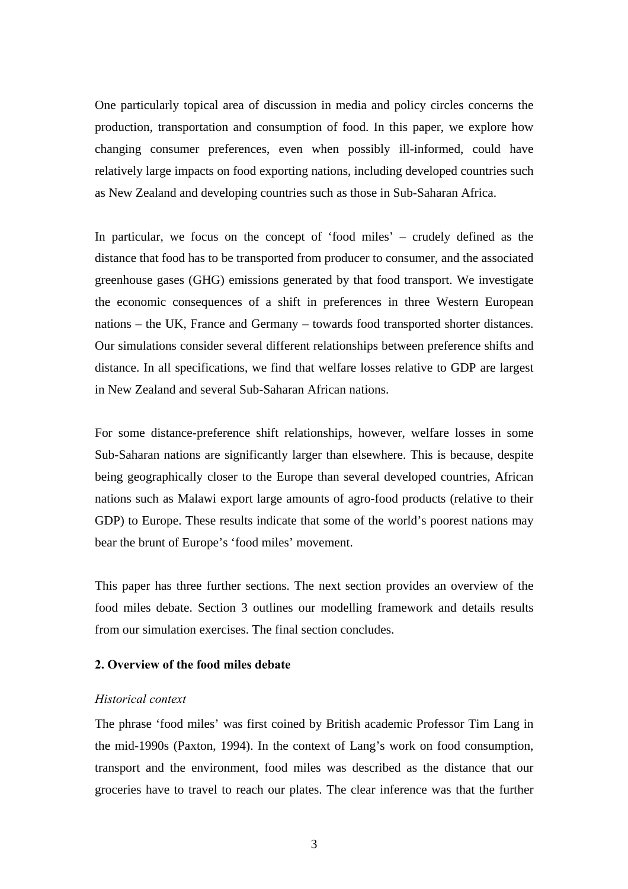One particularly topical area of discussion in media and policy circles concerns the production, transportation and consumption of food. In this paper, we explore how changing consumer preferences, even when possibly ill-informed, could have relatively large impacts on food exporting nations, including developed countries such as New Zealand and developing countries such as those in Sub-Saharan Africa.

In particular, we focus on the concept of 'food miles' – crudely defined as the distance that food has to be transported from producer to consumer, and the associated greenhouse gases (GHG) emissions generated by that food transport. We investigate the economic consequences of a shift in preferences in three Western European nations – the UK, France and Germany – towards food transported shorter distances. Our simulations consider several different relationships between preference shifts and distance. In all specifications, we find that welfare losses relative to GDP are largest in New Zealand and several Sub-Saharan African nations.

For some distance-preference shift relationships, however, welfare losses in some Sub-Saharan nations are significantly larger than elsewhere. This is because, despite being geographically closer to the Europe than several developed countries, African nations such as Malawi export large amounts of agro-food products (relative to their GDP) to Europe. These results indicate that some of the world's poorest nations may bear the brunt of Europe's 'food miles' movement.

This paper has three further sections. The next section provides an overview of the food miles debate. Section 3 outlines our modelling framework and details results from our simulation exercises. The final section concludes.

## 2. Overview of the food miles debate

### *Historical context*

The phrase 'food miles' was first coined by British academic Professor Tim Lang in the mid-1990s (Paxton, 1994). In the context of Lang's work on food consumption, transport and the environment, food miles was described as the distance that our groceries have to travel to reach our plates. The clear inference was that the further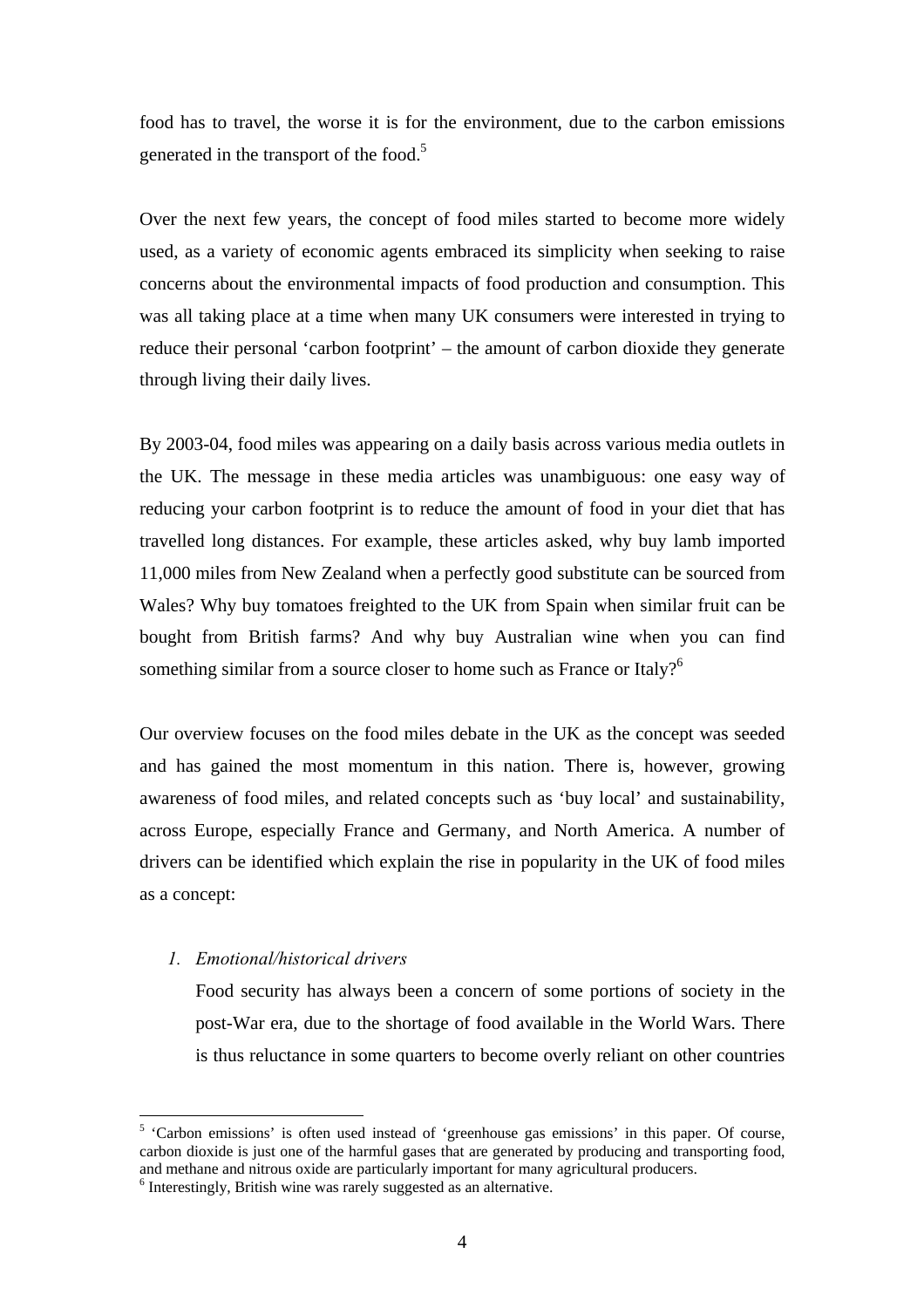food has to travel, the worse it is for the environment, due to the carbon emissions generated in the transport of the food.[5]

Over the next few years, the concept of food miles started to become more widely used, as a variety of economic agents embraced its simplicity when seeking to raise concerns about the environmental impacts of food production and consumption. This was all taking place at a time when many UK consumers were interested in trying to reduce their personal 'carbon footprint' – the amount of carbon dioxide they generate through living their daily lives.

By 2003-04, food miles was appearing on a daily basis across various media outlets in the UK. The message in these media articles was unambiguous: one easy way of reducing your carbon footprint is to reduce the amount of food in your diet that has travelled long distances. For example, these articles asked, why buy lamb imported 11,000 miles from New Zealand when a perfectly good substitute can be sourced from Wales? Why buy tomatoes freighted to the UK from Spain when similar fruit can be bought from British farms? And why buy Australian wine when you can find something similar from a source closer to home such as France or Italy?[6]

Our overview focuses on the food miles debate in the UK as the concept was seeded and has gained the most momentum in this nation. There is, however, growing awareness of food miles, and related concepts such as 'buy local' and sustainability, across Europe, especially France and Germany, and North America. A number of drivers can be identified which explain the rise in popularity in the UK of food miles as a concept:

1. *Emotional/historical drivers*

   Food security has always been a concern of some portions of society in the post-War era, due to the shortage of food available in the World Wars. There is thus reluctance in some quarters to become overly reliant on other countries

---

[5] 'Carbon emissions' is often used instead of 'greenhouse gas emissions' in this paper. Of course, carbon dioxide is just one of the harmful gases that are generated by producing and transporting food, and methane and nitrous oxide are particularly important for many agricultural producers.

[6] Interestingly, British wine was rarely suggested as an alternative.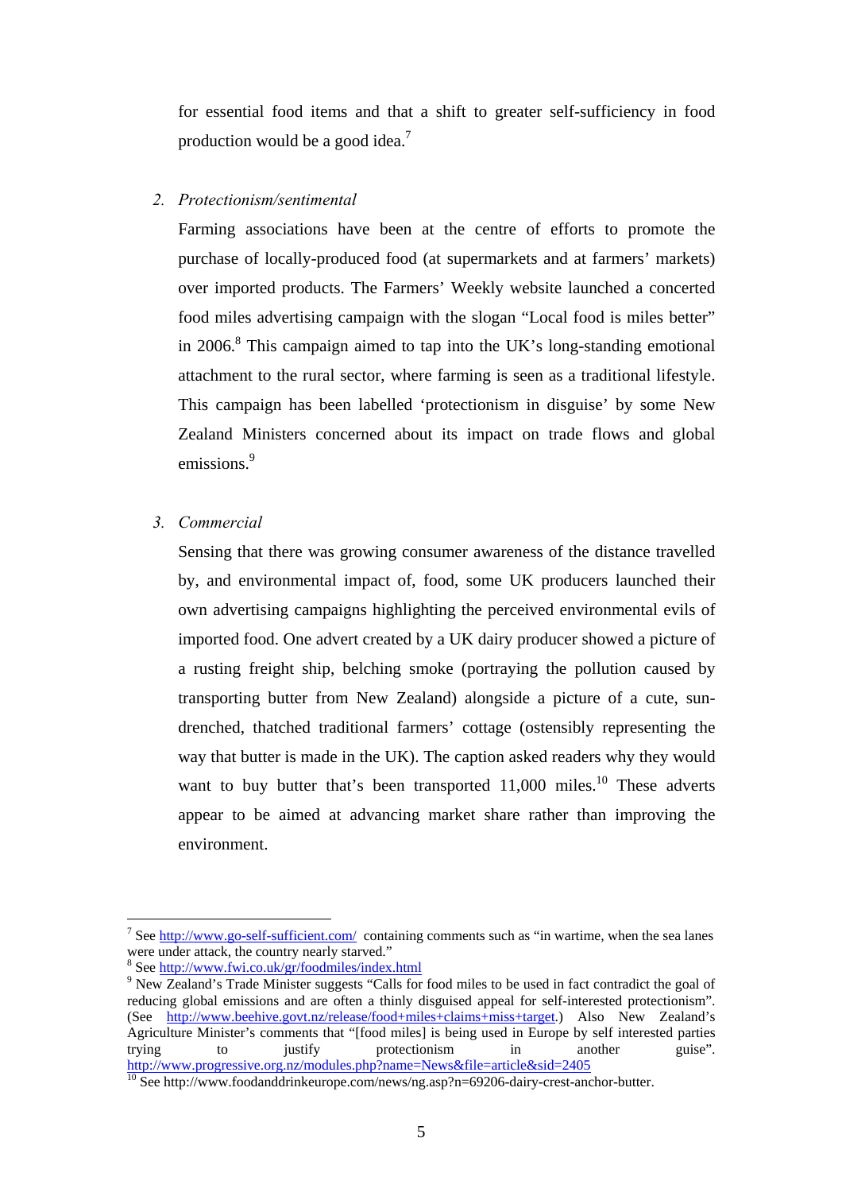for essential food items and that a shift to greater self-sufficiency in food production would be a good idea.[7]

2. *Protectionism/sentimental*

   Farming associations have been at the centre of efforts to promote the purchase of locally-produced food (at supermarkets and at farmers' markets) over imported products. The Farmers' Weekly website launched a concerted food miles advertising campaign with the slogan "Local food is miles better" in 2006.[8] This campaign aimed to tap into the UK's long-standing emotional attachment to the rural sector, where farming is seen as a traditional lifestyle. This campaign has been labelled 'protectionism in disguise' by some New Zealand Ministers concerned about its impact on trade flows and global emissions.[9]

3. *Commercial*

   Sensing that there was growing consumer awareness of the distance travelled by, and environmental impact of, food, some UK producers launched their own advertising campaigns highlighting the perceived environmental evils of imported food. One advert created by a UK dairy producer showed a picture of a rusting freight ship, belching smoke (portraying the pollution caused by transporting butter from New Zealand) alongside a picture of a cute, sun-drenched, thatched traditional farmers' cottage (ostensibly representing the way that butter is made in the UK). The caption asked readers why they would want to buy butter that's been transported 11,000 miles.[10] These adverts appear to be aimed at advancing market share rather than improving the environment.

---

[7] See http://www.go-self-sufficient.com/ containing comments such as "in wartime, when the sea lanes were under attack, the country nearly starved."

[8] See http://www.fwi.co.uk/gr/foodmiles/index.html

[9] New Zealand's Trade Minister suggests "Calls for food miles to be used in fact contradict the goal of reducing global emissions and are often a thinly disguised appeal for self-interested protectionism". (See http://www.beehive.govt.nz/release/food+miles+claims+miss+target.) Also New Zealand's Agriculture Minister's comments that "[food miles] is being used in Europe by self interested parties trying to justify protectionism in another guise". http://www.progressive.org.nz/modules.php?name=News&file=article&sid=2405

[10] See http://www.foodanddrinkeurope.com/news/ng.asp?n=69206-dairy-crest-anchor-butter.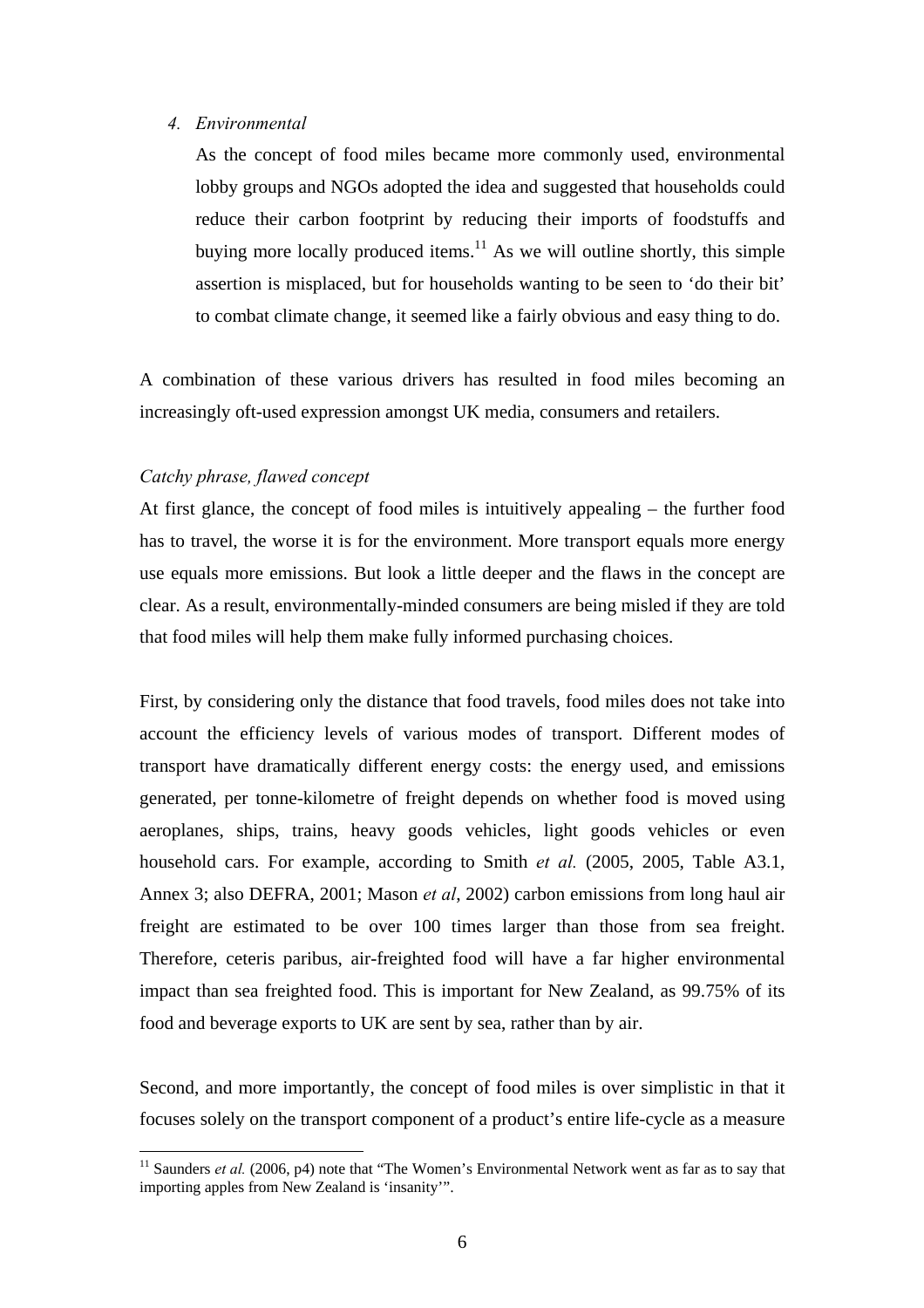4. *Environmental*

   As the concept of food miles became more commonly used, environmental lobby groups and NGOs adopted the idea and suggested that households could reduce their carbon footprint by reducing their imports of foodstuffs and buying more locally produced items.[11] As we will outline shortly, this simple assertion is misplaced, but for households wanting to be seen to 'do their bit' to combat climate change, it seemed like a fairly obvious and easy thing to do.

A combination of these various drivers has resulted in food miles becoming an increasingly oft-used expression amongst UK media, consumers and retailers.

*Catchy phrase, flawed concept*

At first glance, the concept of food miles is intuitively appealing – the further food has to travel, the worse it is for the environment. More transport equals more energy use equals more emissions. But look a little deeper and the flaws in the concept are clear. As a result, environmentally-minded consumers are being misled if they are told that food miles will help them make fully informed purchasing choices.

First, by considering only the distance that food travels, food miles does not take into account the efficiency levels of various modes of transport. Different modes of transport have dramatically different energy costs: the energy used, and emissions generated, per tonne-kilometre of freight depends on whether food is moved using aeroplanes, ships, trains, heavy goods vehicles, light goods vehicles or even household cars. For example, according to Smith *et al.* (2005, 2005, Table A3.1, Annex 3; also DEFRA, 2001; Mason *et al*, 2002) carbon emissions from long haul air freight are estimated to be over 100 times larger than those from sea freight. Therefore, ceteris paribus, air-freighted food will have a far higher environmental impact than sea freighted food. This is important for New Zealand, as 99.75% of its food and beverage exports to UK are sent by sea, rather than by air.

Second, and more importantly, the concept of food miles is over simplistic in that it focuses solely on the transport component of a product's entire life-cycle as a measure

[11] Saunders *et al.* (2006, p4) note that "The Women's Environmental Network went as far as to say that importing apples from New Zealand is 'insanity'".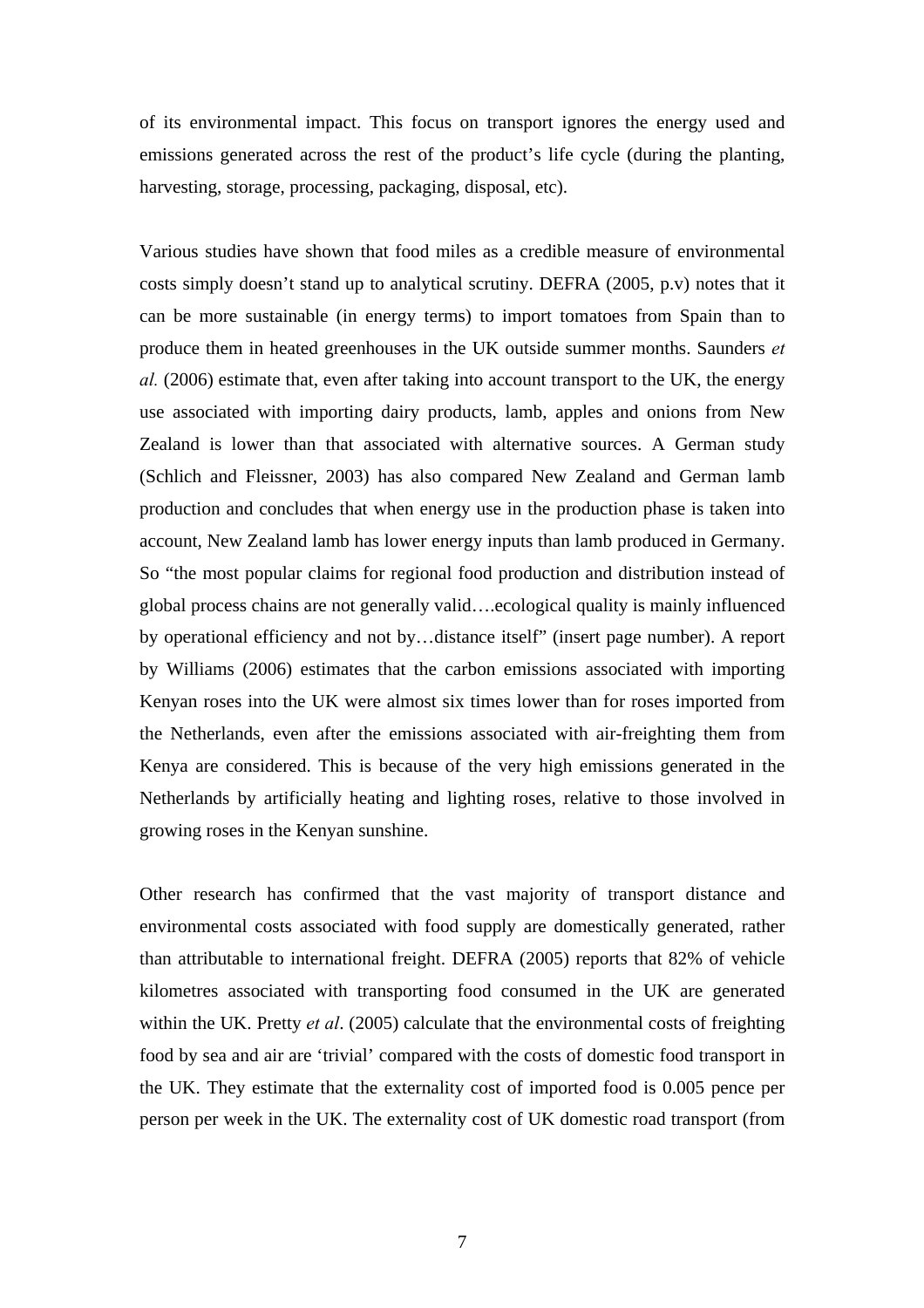of its environmental impact. This focus on transport ignores the energy used and emissions generated across the rest of the product's life cycle (during the planting, harvesting, storage, processing, packaging, disposal, etc).

Various studies have shown that food miles as a credible measure of environmental costs simply doesn't stand up to analytical scrutiny. DEFRA (2005, p.v) notes that it can be more sustainable (in energy terms) to import tomatoes from Spain than to produce them in heated greenhouses in the UK outside summer months. Saunders *et al.* (2006) estimate that, even after taking into account transport to the UK, the energy use associated with importing dairy products, lamb, apples and onions from New Zealand is lower than that associated with alternative sources. A German study (Schlich and Fleissner, 2003) has also compared New Zealand and German lamb production and concludes that when energy use in the production phase is taken into account, New Zealand lamb has lower energy inputs than lamb produced in Germany. So "the most popular claims for regional food production and distribution instead of global process chains are not generally valid….ecological quality is mainly influenced by operational efficiency and not by…distance itself" (insert page number). A report by Williams (2006) estimates that the carbon emissions associated with importing Kenyan roses into the UK were almost six times lower than for roses imported from the Netherlands, even after the emissions associated with air-freighting them from Kenya are considered. This is because of the very high emissions generated in the Netherlands by artificially heating and lighting roses, relative to those involved in growing roses in the Kenyan sunshine.

Other research has confirmed that the vast majority of transport distance and environmental costs associated with food supply are domestically generated, rather than attributable to international freight. DEFRA (2005) reports that 82% of vehicle kilometres associated with transporting food consumed in the UK are generated within the UK. Pretty *et al*. (2005) calculate that the environmental costs of freighting food by sea and air are 'trivial' compared with the costs of domestic food transport in the UK. They estimate that the externality cost of imported food is 0.005 pence per person per week in the UK. The externality cost of UK domestic road transport (from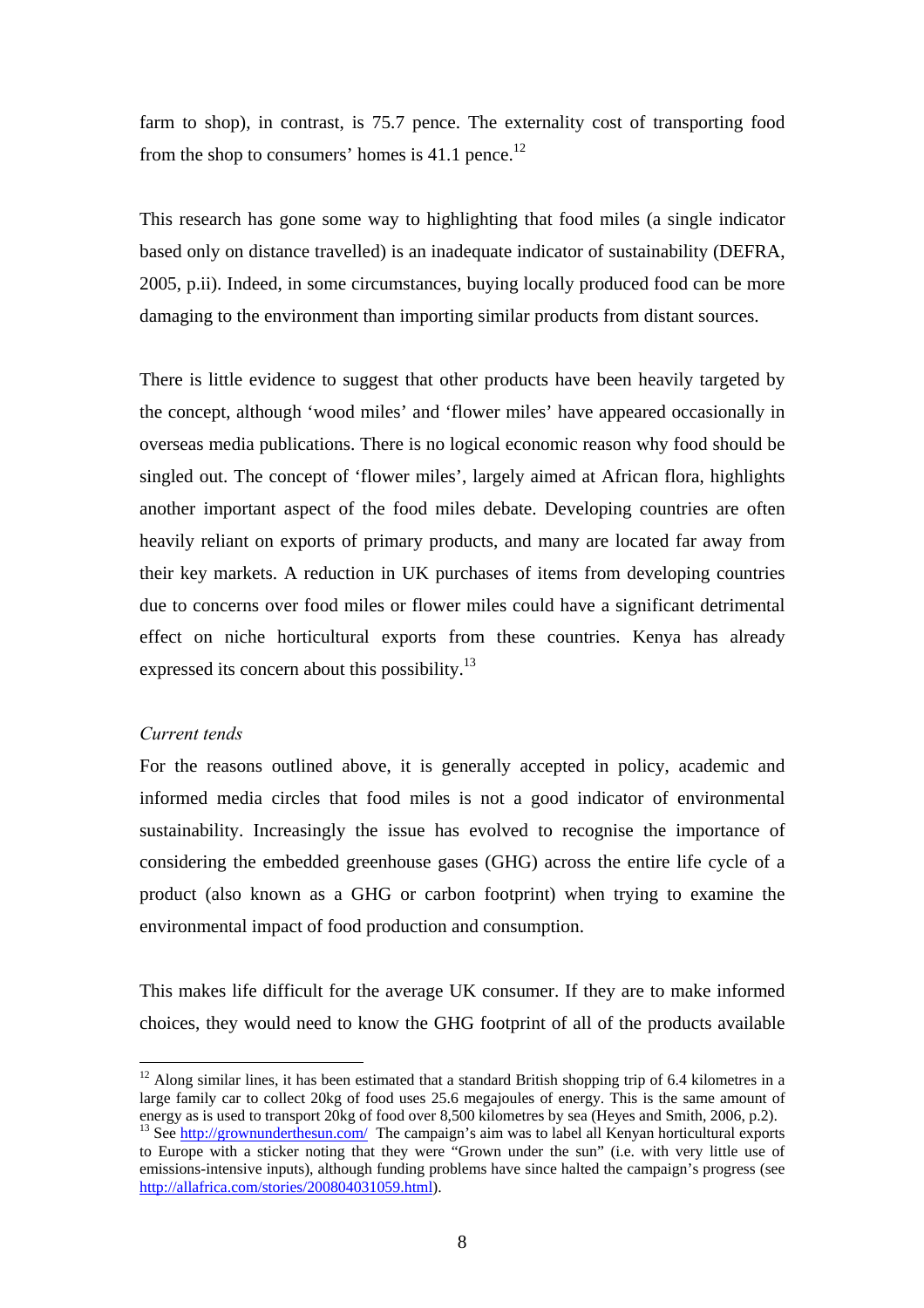farm to shop), in contrast, is 75.7 pence. The externality cost of transporting food from the shop to consumers' homes is 41.1 pence.[12]

This research has gone some way to highlighting that food miles (a single indicator based only on distance travelled) is an inadequate indicator of sustainability (DEFRA, 2005, p.ii). Indeed, in some circumstances, buying locally produced food can be more damaging to the environment than importing similar products from distant sources.

There is little evidence to suggest that other products have been heavily targeted by the concept, although 'wood miles' and 'flower miles' have appeared occasionally in overseas media publications. There is no logical economic reason why food should be singled out. The concept of 'flower miles', largely aimed at African flora, highlights another important aspect of the food miles debate. Developing countries are often heavily reliant on exports of primary products, and many are located far away from their key markets. A reduction in UK purchases of items from developing countries due to concerns over food miles or flower miles could have a significant detrimental effect on niche horticultural exports from these countries. Kenya has already expressed its concern about this possibility.[13]

*Current tends*

For the reasons outlined above, it is generally accepted in policy, academic and informed media circles that food miles is not a good indicator of environmental sustainability. Increasingly the issue has evolved to recognise the importance of considering the embedded greenhouse gases (GHG) across the entire life cycle of a product (also known as a GHG or carbon footprint) when trying to examine the environmental impact of food production and consumption.

This makes life difficult for the average UK consumer. If they are to make informed choices, they would need to know the GHG footprint of all of the products available

---

[12] Along similar lines, it has been estimated that a standard British shopping trip of 6.4 kilometres in a large family car to collect 20kg of food uses 25.6 megajoules of energy. This is the same amount of energy as is used to transport 20kg of food over 8,500 kilometres by sea (Heyes and Smith, 2006, p.2).

[13] See http://grownunderthesun.com/ The campaign's aim was to label all Kenyan horticultural exports to Europe with a sticker noting that they were "Grown under the sun" (i.e. with very little use of emissions-intensive inputs), although funding problems have since halted the campaign's progress (see http://allafrica.com/stories/200804031059.html).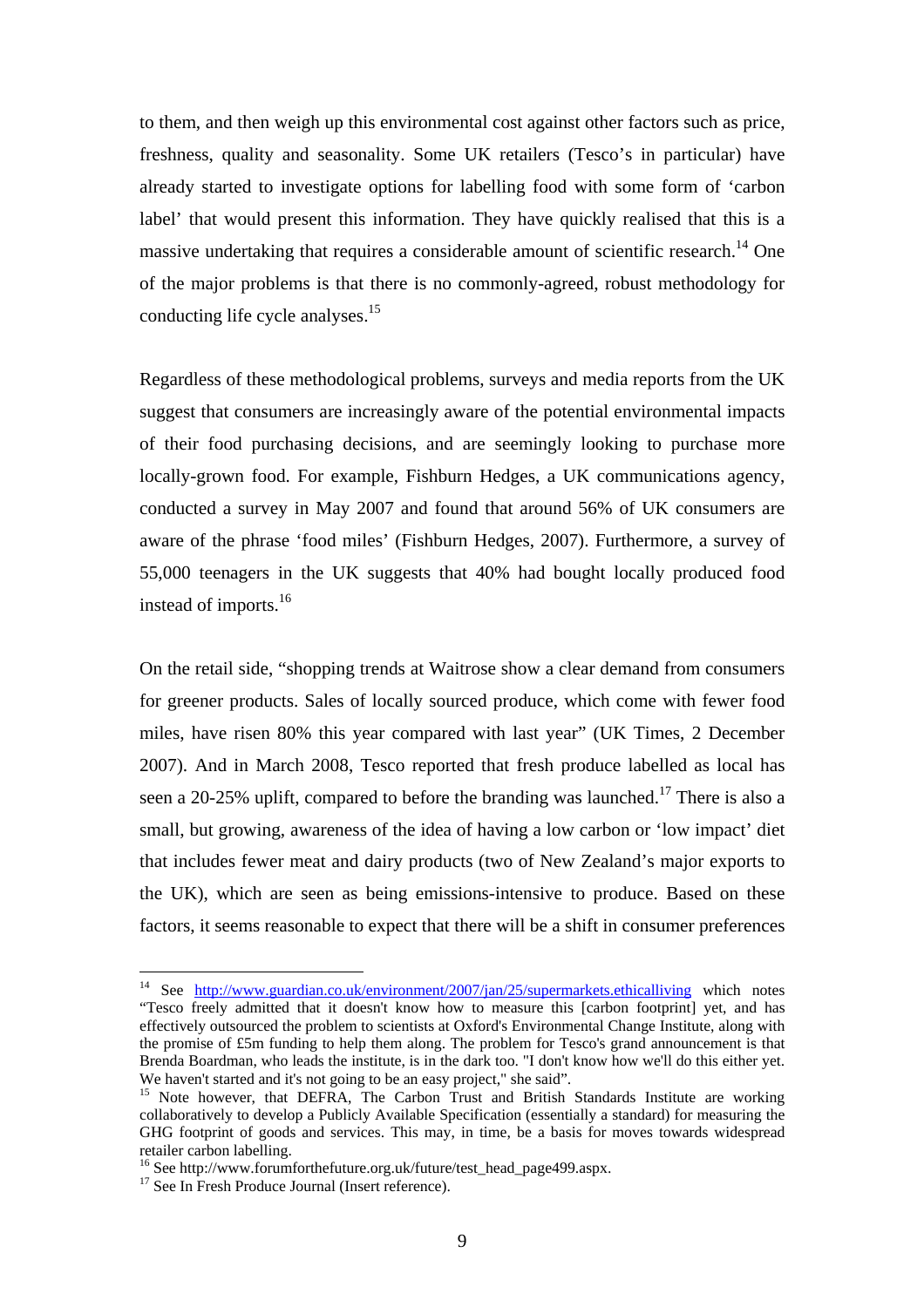to them, and then weigh up this environmental cost against other factors such as price, freshness, quality and seasonality. Some UK retailers (Tesco's in particular) have already started to investigate options for labelling food with some form of 'carbon label' that would present this information. They have quickly realised that this is a massive undertaking that requires a considerable amount of scientific research.[14] One of the major problems is that there is no commonly-agreed, robust methodology for conducting life cycle analyses.[15]

Regardless of these methodological problems, surveys and media reports from the UK suggest that consumers are increasingly aware of the potential environmental impacts of their food purchasing decisions, and are seemingly looking to purchase more locally-grown food. For example, Fishburn Hedges, a UK communications agency, conducted a survey in May 2007 and found that around 56% of UK consumers are aware of the phrase 'food miles' (Fishburn Hedges, 2007). Furthermore, a survey of 55,000 teenagers in the UK suggests that 40% had bought locally produced food instead of imports.[16]

On the retail side, "shopping trends at Waitrose show a clear demand from consumers for greener products. Sales of locally sourced produce, which come with fewer food miles, have risen 80% this year compared with last year" (UK Times, 2 December 2007). And in March 2008, Tesco reported that fresh produce labelled as local has seen a 20-25% uplift, compared to before the branding was launched.[17] There is also a small, but growing, awareness of the idea of having a low carbon or 'low impact' diet that includes fewer meat and dairy products (two of New Zealand's major exports to the UK), which are seen as being emissions-intensive to produce. Based on these factors, it seems reasonable to expect that there will be a shift in consumer preferences

---

[14] See http://www.guardian.co.uk/environment/2007/jan/25/supermarkets.ethicalliving which notes "Tesco freely admitted that it doesn't know how to measure this [carbon footprint] yet, and has effectively outsourced the problem to scientists at Oxford's Environmental Change Institute, along with the promise of £5m funding to help them along. The problem for Tesco's grand announcement is that Brenda Boardman, who leads the institute, is in the dark too. "I don't know how we'll do this either yet. We haven't started and it's not going to be an easy project," she said".

[15] Note however, that DEFRA, The Carbon Trust and British Standards Institute are working collaboratively to develop a Publicly Available Specification (essentially a standard) for measuring the GHG footprint of goods and services. This may, in time, be a basis for moves towards widespread retailer carbon labelling.

[16] See http://www.forumforthefuture.org.uk/future/test_head_page499.aspx.

[17] See In Fresh Produce Journal (Insert reference).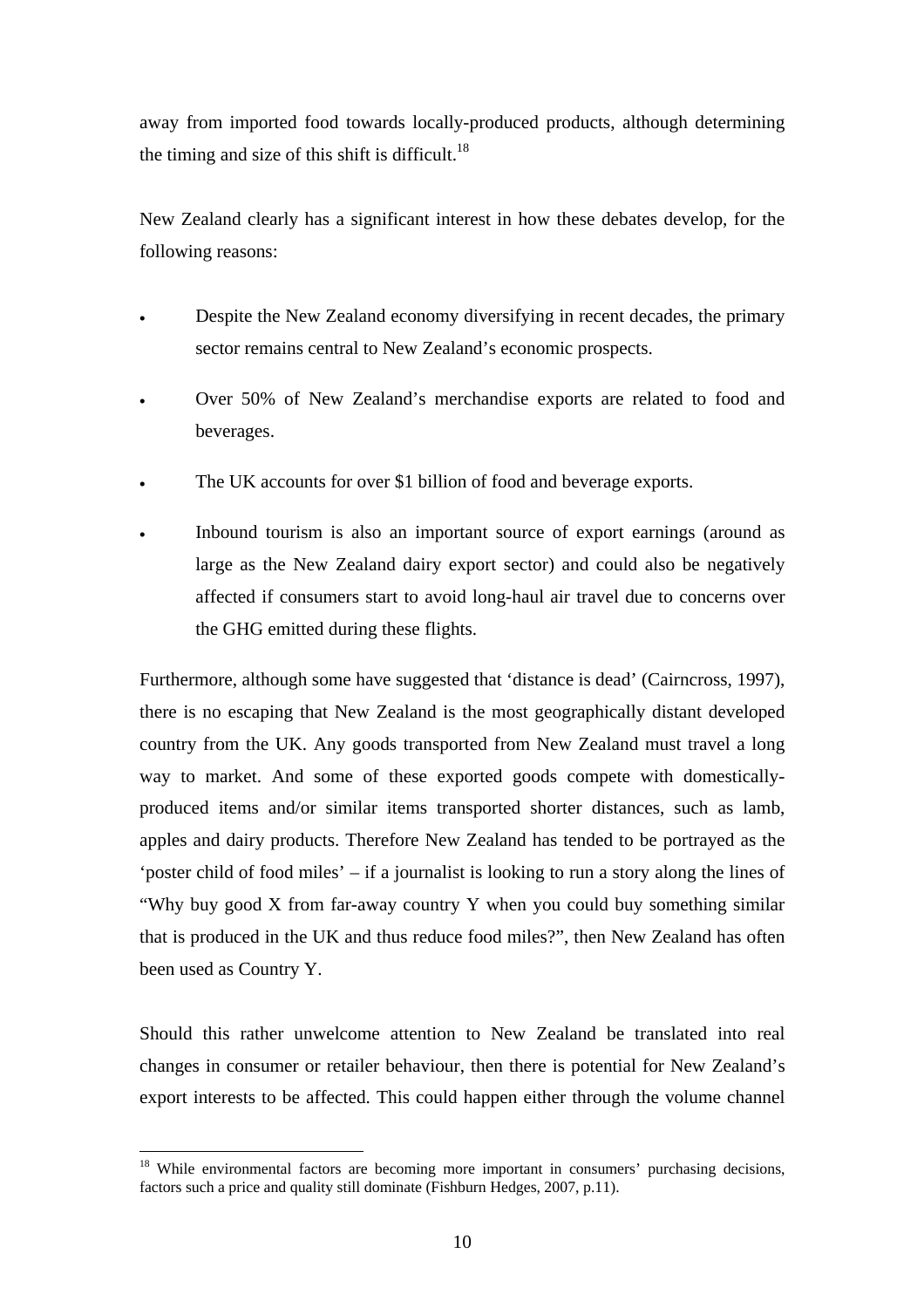away from imported food towards locally-produced products, although determining the timing and size of this shift is difficult.[18]

New Zealand clearly has a significant interest in how these debates develop, for the following reasons:

- Despite the New Zealand economy diversifying in recent decades, the primary sector remains central to New Zealand's economic prospects.
- Over 50% of New Zealand's merchandise exports are related to food and beverages.
- The UK accounts for over $1 billion of food and beverage exports.
- Inbound tourism is also an important source of export earnings (around as large as the New Zealand dairy export sector) and could also be negatively affected if consumers start to avoid long-haul air travel due to concerns over the GHG emitted during these flights.

Furthermore, although some have suggested that 'distance is dead' (Cairncross, 1997), there is no escaping that New Zealand is the most geographically distant developed country from the UK. Any goods transported from New Zealand must travel a long way to market. And some of these exported goods compete with domestically-produced items and/or similar items transported shorter distances, such as lamb, apples and dairy products. Therefore New Zealand has tended to be portrayed as the 'poster child of food miles' – if a journalist is looking to run a story along the lines of "Why buy good X from far-away country Y when you could buy something similar that is produced in the UK and thus reduce food miles?", then New Zealand has often been used as Country Y.

Should this rather unwelcome attention to New Zealand be translated into real changes in consumer or retailer behaviour, then there is potential for New Zealand's export interests to be affected. This could happen either through the volume channel

---

[18] While environmental factors are becoming more important in consumers' purchasing decisions, factors such a price and quality still dominate (Fishburn Hedges, 2007, p.11).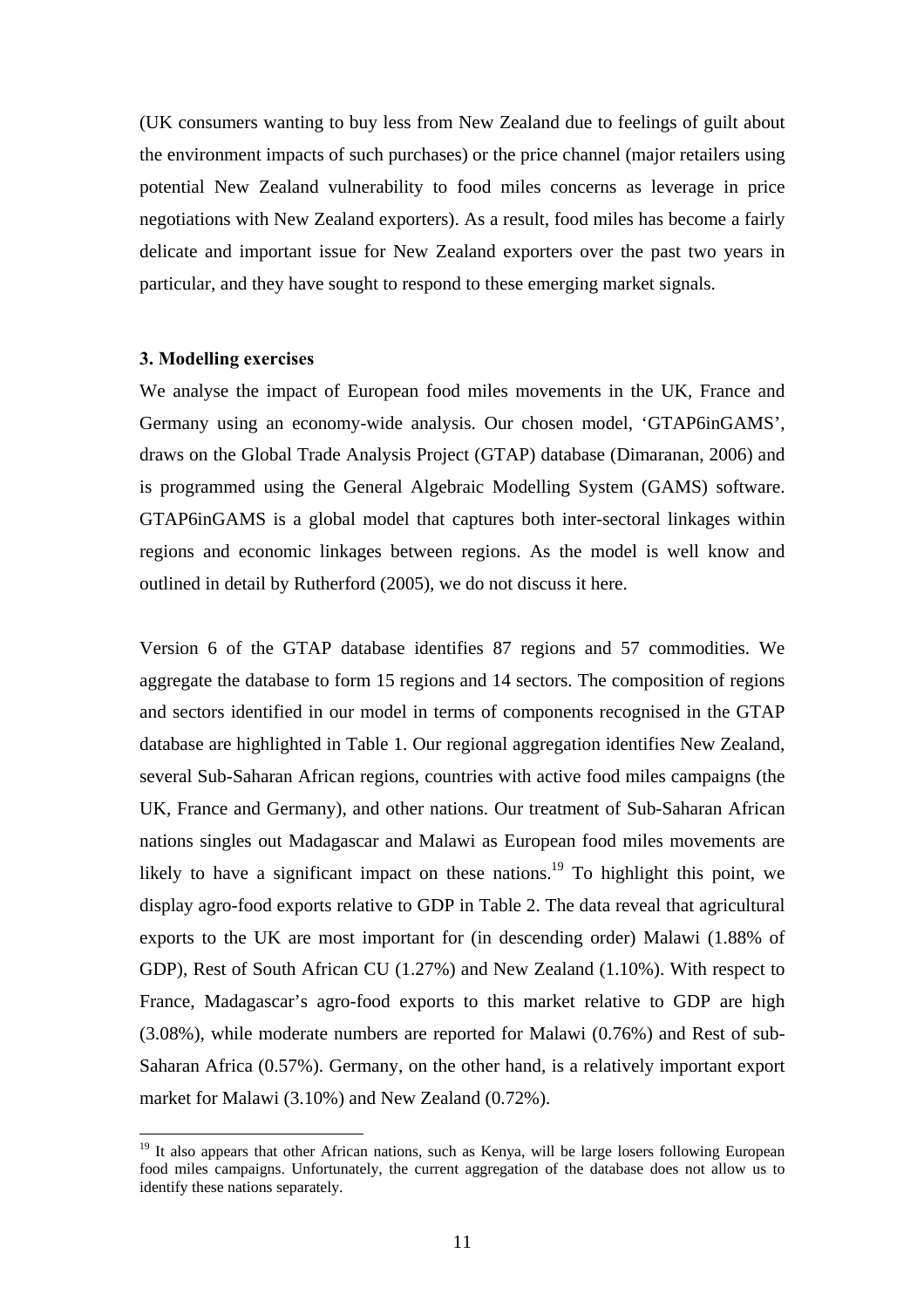(UK consumers wanting to buy less from New Zealand due to feelings of guilt about the environment impacts of such purchases) or the price channel (major retailers using potential New Zealand vulnerability to food miles concerns as leverage in price negotiations with New Zealand exporters). As a result, food miles has become a fairly delicate and important issue for New Zealand exporters over the past two years in particular, and they have sought to respond to these emerging market signals.

### 3. Modelling exercises

We analyse the impact of European food miles movements in the UK, France and Germany using an economy-wide analysis. Our chosen model, 'GTAP6inGAMS', draws on the Global Trade Analysis Project (GTAP) database (Dimaranan, 2006) and is programmed using the General Algebraic Modelling System (GAMS) software. GTAP6inGAMS is a global model that captures both inter-sectoral linkages within regions and economic linkages between regions. As the model is well know and outlined in detail by Rutherford (2005), we do not discuss it here.

Version 6 of the GTAP database identifies 87 regions and 57 commodities. We aggregate the database to form 15 regions and 14 sectors. The composition of regions and sectors identified in our model in terms of components recognised in the GTAP database are highlighted in Table 1. Our regional aggregation identifies New Zealand, several Sub-Saharan African regions, countries with active food miles campaigns (the UK, France and Germany), and other nations. Our treatment of Sub-Saharan African nations singles out Madagascar and Malawi as European food miles movements are likely to have a significant impact on these nations.[19] To highlight this point, we display agro-food exports relative to GDP in Table 2. The data reveal that agricultural exports to the UK are most important for (in descending order) Malawi (1.88% of GDP), Rest of South African CU (1.27%) and New Zealand (1.10%). With respect to France, Madagascar's agro-food exports to this market relative to GDP are high (3.08%), while moderate numbers are reported for Malawi (0.76%) and Rest of sub-Saharan Africa (0.57%). Germany, on the other hand, is a relatively important export market for Malawi (3.10%) and New Zealand (0.72%).

[19] It also appears that other African nations, such as Kenya, will be large losers following European food miles campaigns. Unfortunately, the current aggregation of the database does not allow us to identify these nations separately.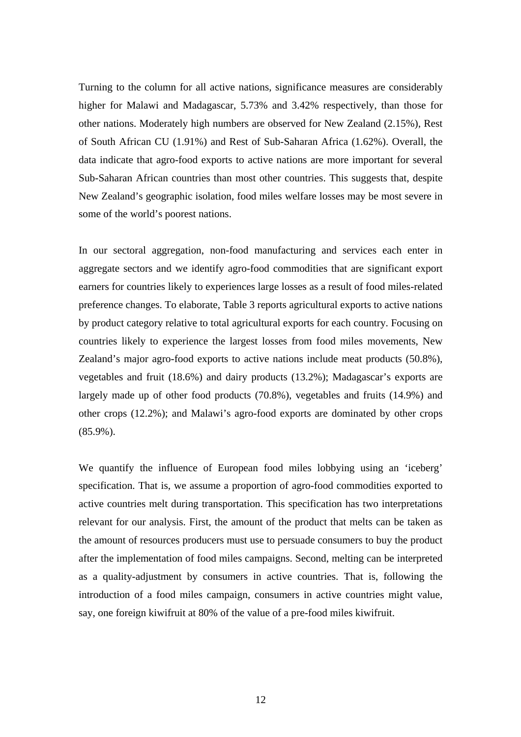Turning to the column for all active nations, significance measures are considerably higher for Malawi and Madagascar, 5.73% and 3.42% respectively, than those for other nations. Moderately high numbers are observed for New Zealand (2.15%), Rest of South African CU (1.91%) and Rest of Sub-Saharan Africa (1.62%). Overall, the data indicate that agro-food exports to active nations are more important for several Sub-Saharan African countries than most other countries. This suggests that, despite New Zealand's geographic isolation, food miles welfare losses may be most severe in some of the world's poorest nations.

In our sectoral aggregation, non-food manufacturing and services each enter in aggregate sectors and we identify agro-food commodities that are significant export earners for countries likely to experiences large losses as a result of food miles-related preference changes. To elaborate, Table 3 reports agricultural exports to active nations by product category relative to total agricultural exports for each country. Focusing on countries likely to experience the largest losses from food miles movements, New Zealand's major agro-food exports to active nations include meat products (50.8%), vegetables and fruit (18.6%) and dairy products (13.2%); Madagascar's exports are largely made up of other food products (70.8%), vegetables and fruits (14.9%) and other crops (12.2%); and Malawi's agro-food exports are dominated by other crops (85.9%).

We quantify the influence of European food miles lobbying using an 'iceberg' specification. That is, we assume a proportion of agro-food commodities exported to active countries melt during transportation. This specification has two interpretations relevant for our analysis. First, the amount of the product that melts can be taken as the amount of resources producers must use to persuade consumers to buy the product after the implementation of food miles campaigns. Second, melting can be interpreted as a quality-adjustment by consumers in active countries. That is, following the introduction of a food miles campaign, consumers in active countries might value, say, one foreign kiwifruit at 80% of the value of a pre-food miles kiwifruit.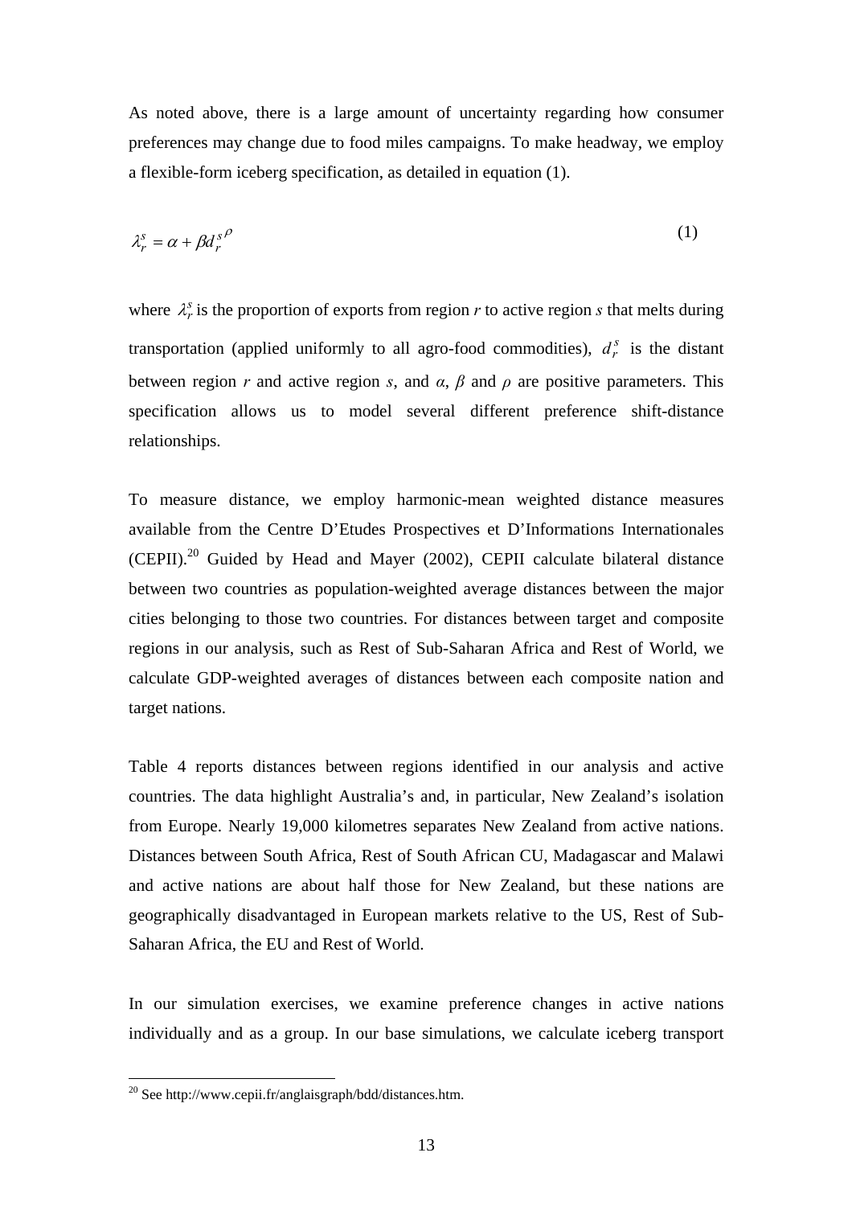As noted above, there is a large amount of uncertainty regarding how consumer preferences may change due to food miles campaigns. To make headway, we employ a flexible-form iceberg specification, as detailed in equation (1).

$$\lambda_r^s = \alpha + \beta {d_r^s}^{\rho} \tag{1}$$

where $\lambda_r^s$ is the proportion of exports from region *r* to active region *s* that melts during transportation (applied uniformly to all agro-food commodities), $d_r^s$ is the distant between region *r* and active region *s*, and *α*, *β* and *ρ* are positive parameters. This specification allows us to model several different preference shift-distance relationships.

To measure distance, we employ harmonic-mean weighted distance measures available from the Centre D'Etudes Prospectives et D'Informations Internationales (CEPII).[20] Guided by Head and Mayer (2002), CEPII calculate bilateral distance between two countries as population-weighted average distances between the major cities belonging to those two countries. For distances between target and composite regions in our analysis, such as Rest of Sub-Saharan Africa and Rest of World, we calculate GDP-weighted averages of distances between each composite nation and target nations.

Table 4 reports distances between regions identified in our analysis and active countries. The data highlight Australia's and, in particular, New Zealand's isolation from Europe. Nearly 19,000 kilometres separates New Zealand from active nations. Distances between South Africa, Rest of South African CU, Madagascar and Malawi and active nations are about half those for New Zealand, but these nations are geographically disadvantaged in European markets relative to the US, Rest of Sub-Saharan Africa, the EU and Rest of World.

In our simulation exercises, we examine preference changes in active nations individually and as a group. In our base simulations, we calculate iceberg transport

[20] See http://www.cepii.fr/anglaisgraph/bdd/distances.htm.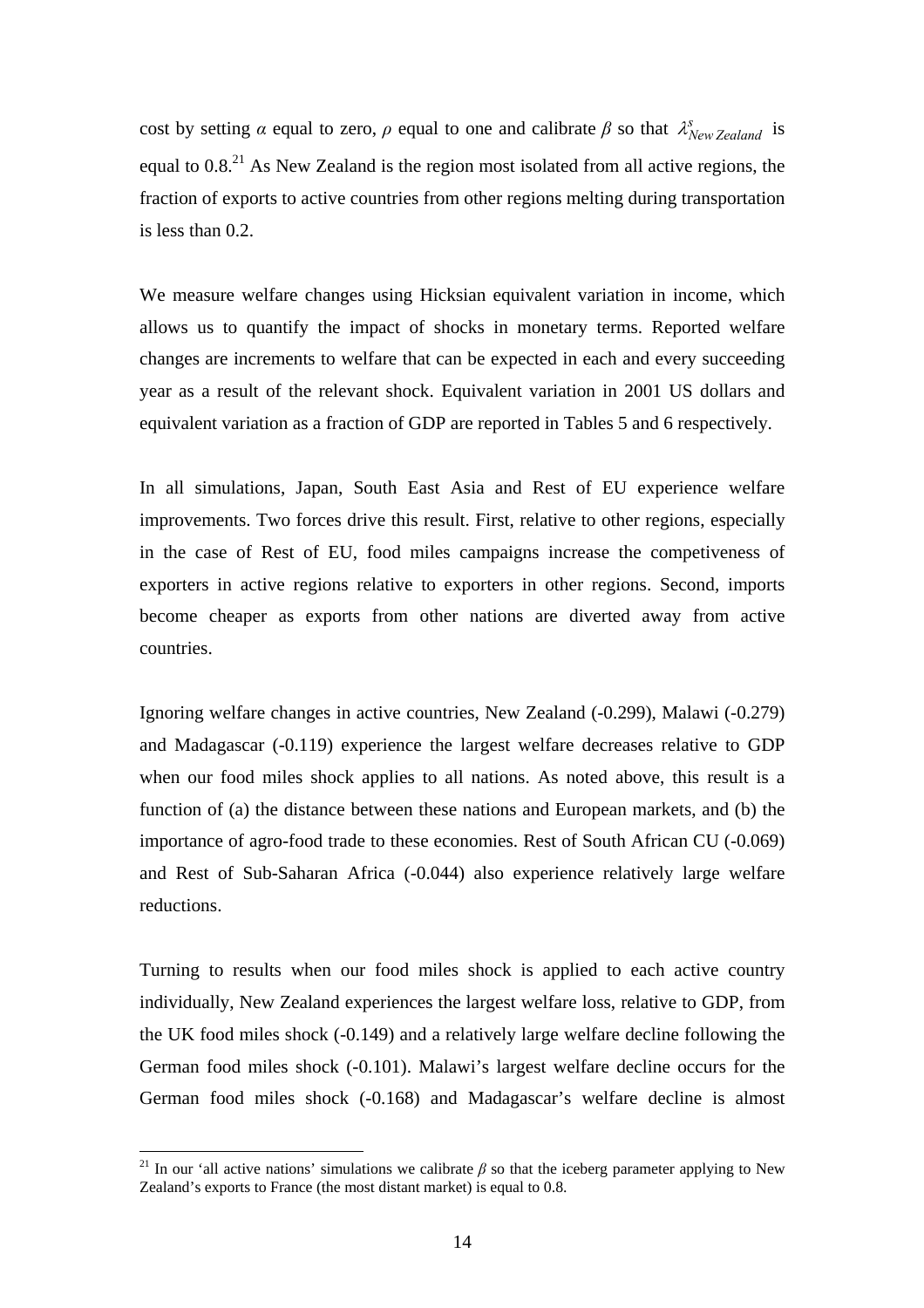cost by setting $\alpha$ equal to zero, $\rho$ equal to one and calibrate $\beta$ so that $\lambda^{s}_{New\,Zealand}$ is equal to 0.8.[21] As New Zealand is the region most isolated from all active regions, the fraction of exports to active countries from other regions melting during transportation is less than 0.2.

We measure welfare changes using Hicksian equivalent variation in income, which allows us to quantify the impact of shocks in monetary terms. Reported welfare changes are increments to welfare that can be expected in each and every succeeding year as a result of the relevant shock. Equivalent variation in 2001 US dollars and equivalent variation as a fraction of GDP are reported in Tables 5 and 6 respectively.

In all simulations, Japan, South East Asia and Rest of EU experience welfare improvements. Two forces drive this result. First, relative to other regions, especially in the case of Rest of EU, food miles campaigns increase the competiveness of exporters in active regions relative to exporters in other regions. Second, imports become cheaper as exports from other nations are diverted away from active countries.

Ignoring welfare changes in active countries, New Zealand (-0.299), Malawi (-0.279) and Madagascar (-0.119) experience the largest welfare decreases relative to GDP when our food miles shock applies to all nations. As noted above, this result is a function of (a) the distance between these nations and European markets, and (b) the importance of agro-food trade to these economies. Rest of South African CU (-0.069) and Rest of Sub-Saharan Africa (-0.044) also experience relatively large welfare reductions.

Turning to results when our food miles shock is applied to each active country individually, New Zealand experiences the largest welfare loss, relative to GDP, from the UK food miles shock (-0.149) and a relatively large welfare decline following the German food miles shock (-0.101). Malawi's largest welfare decline occurs for the German food miles shock (-0.168) and Madagascar's welfare decline is almost

[21] In our 'all active nations' simulations we calibrate $\beta$ so that the iceberg parameter applying to New Zealand's exports to France (the most distant market) is equal to 0.8.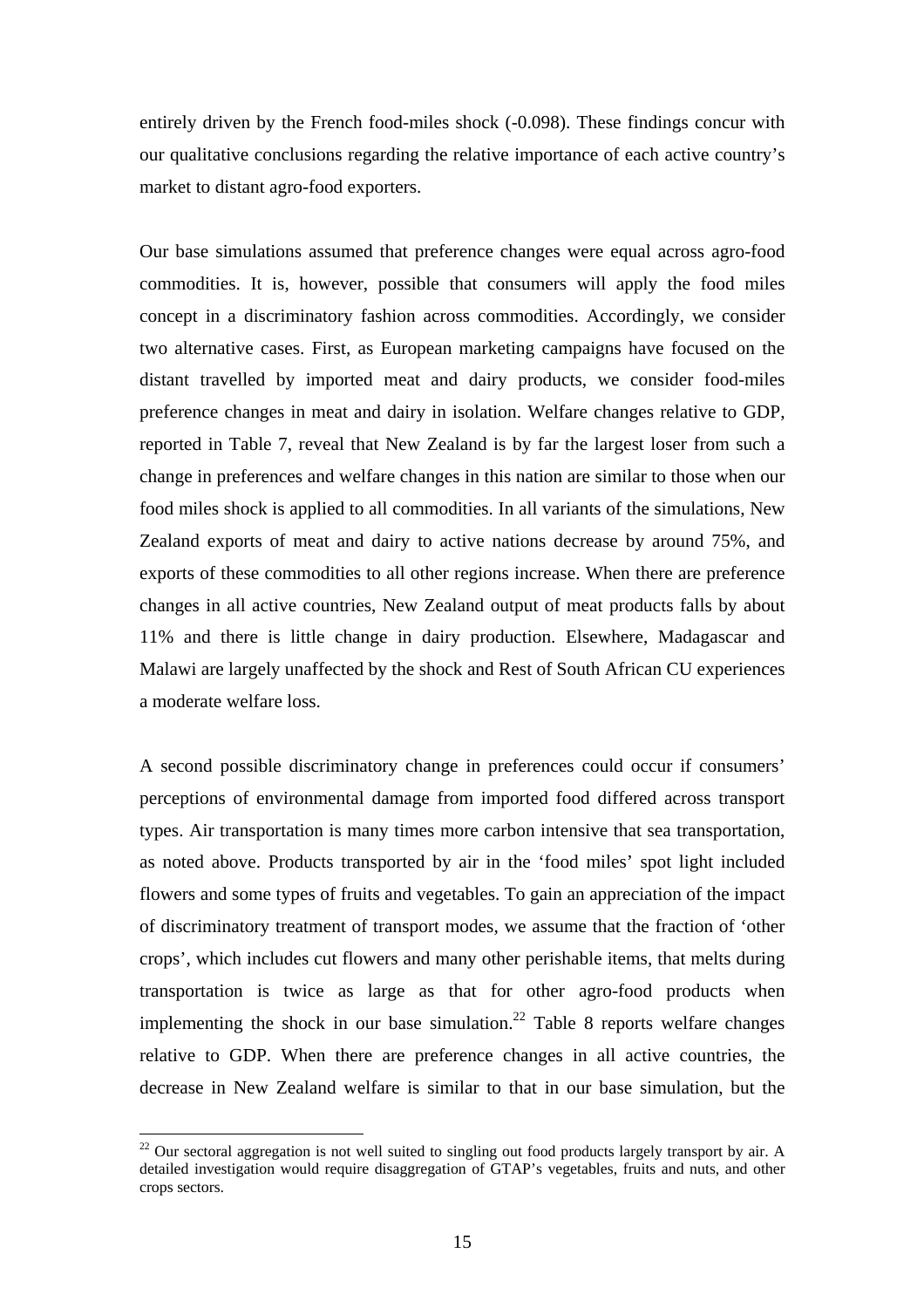entirely driven by the French food-miles shock (-0.098). These findings concur with our qualitative conclusions regarding the relative importance of each active country's market to distant agro-food exporters.

Our base simulations assumed that preference changes were equal across agro-food commodities. It is, however, possible that consumers will apply the food miles concept in a discriminatory fashion across commodities. Accordingly, we consider two alternative cases. First, as European marketing campaigns have focused on the distant travelled by imported meat and dairy products, we consider food-miles preference changes in meat and dairy in isolation. Welfare changes relative to GDP, reported in Table 7, reveal that New Zealand is by far the largest loser from such a change in preferences and welfare changes in this nation are similar to those when our food miles shock is applied to all commodities. In all variants of the simulations, New Zealand exports of meat and dairy to active nations decrease by around 75%, and exports of these commodities to all other regions increase. When there are preference changes in all active countries, New Zealand output of meat products falls by about 11% and there is little change in dairy production. Elsewhere, Madagascar and Malawi are largely unaffected by the shock and Rest of South African CU experiences a moderate welfare loss.

A second possible discriminatory change in preferences could occur if consumers' perceptions of environmental damage from imported food differed across transport types. Air transportation is many times more carbon intensive that sea transportation, as noted above. Products transported by air in the 'food miles' spot light included flowers and some types of fruits and vegetables. To gain an appreciation of the impact of discriminatory treatment of transport modes, we assume that the fraction of 'other crops', which includes cut flowers and many other perishable items, that melts during transportation is twice as large as that for other agro-food products when implementing the shock in our base simulation.[22] Table 8 reports welfare changes relative to GDP. When there are preference changes in all active countries, the decrease in New Zealand welfare is similar to that in our base simulation, but the

[22] Our sectoral aggregation is not well suited to singling out food products largely transport by air. A detailed investigation would require disaggregation of GTAP's vegetables, fruits and nuts, and other crops sectors.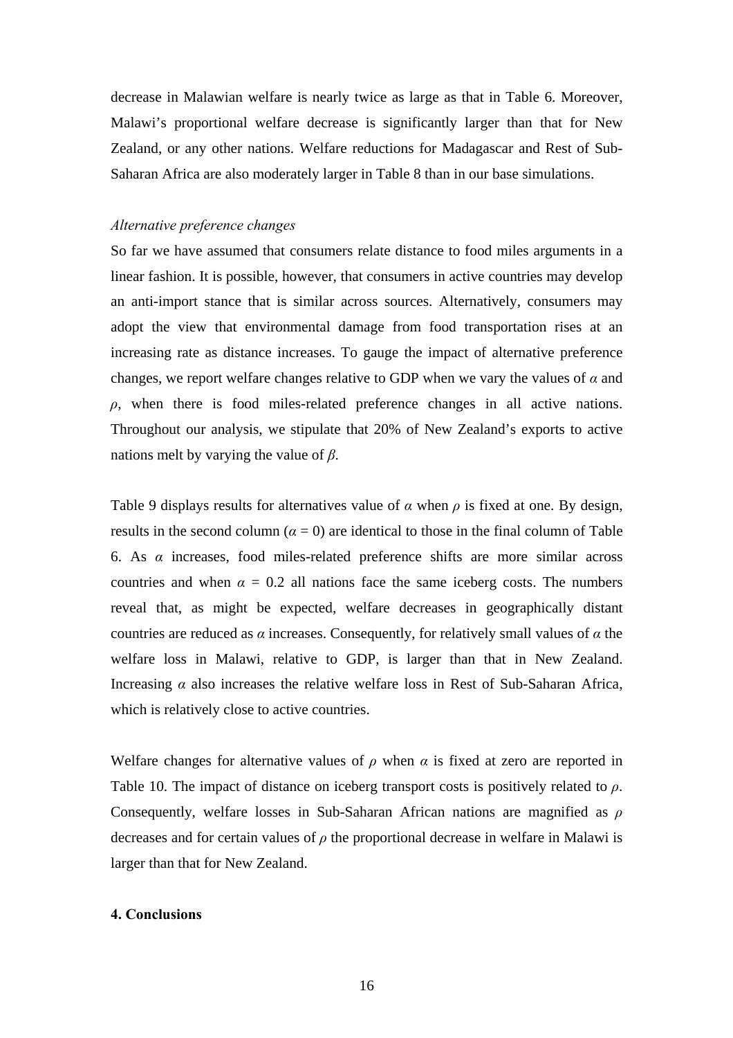decrease in Malawian welfare is nearly twice as large as that in Table 6. Moreover, Malawi's proportional welfare decrease is significantly larger than that for New Zealand, or any other nations. Welfare reductions for Madagascar and Rest of Sub-Saharan Africa are also moderately larger in Table 8 than in our base simulations.

*Alternative preference changes*

So far we have assumed that consumers relate distance to food miles arguments in a linear fashion. It is possible, however, that consumers in active countries may develop an anti-import stance that is similar across sources. Alternatively, consumers may adopt the view that environmental damage from food transportation rises at an increasing rate as distance increases. To gauge the impact of alternative preference changes, we report welfare changes relative to GDP when we vary the values of $\alpha$ and $\rho$, when there is food miles-related preference changes in all active nations. Throughout our analysis, we stipulate that 20% of New Zealand's exports to active nations melt by varying the value of $\beta$.

Table 9 displays results for alternatives value of $\alpha$ when $\rho$ is fixed at one. By design, results in the second column ($\alpha = 0$) are identical to those in the final column of Table 6. As $\alpha$ increases, food miles-related preference shifts are more similar across countries and when $\alpha = 0.2$ all nations face the same iceberg costs. The numbers reveal that, as might be expected, welfare decreases in geographically distant countries are reduced as $\alpha$ increases. Consequently, for relatively small values of $\alpha$ the welfare loss in Malawi, relative to GDP, is larger than that in New Zealand. Increasing $\alpha$ also increases the relative welfare loss in Rest of Sub-Saharan Africa, which is relatively close to active countries.

Welfare changes for alternative values of $\rho$ when $\alpha$ is fixed at zero are reported in Table 10. The impact of distance on iceberg transport costs is positively related to $\rho$. Consequently, welfare losses in Sub-Saharan African nations are magnified as $\rho$ decreases and for certain values of $\rho$ the proportional decrease in welfare in Malawi is larger than that for New Zealand.

## 4. Conclusions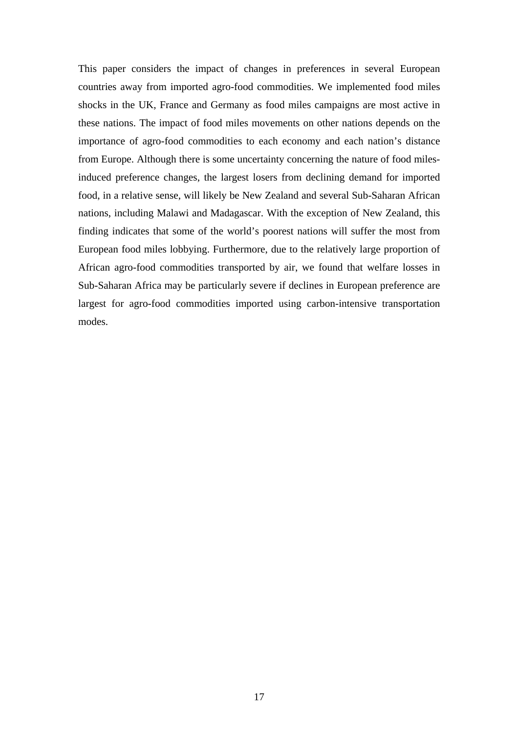This paper considers the impact of changes in preferences in several European countries away from imported agro-food commodities. We implemented food miles shocks in the UK, France and Germany as food miles campaigns are most active in these nations. The impact of food miles movements on other nations depends on the importance of agro-food commodities to each economy and each nation's distance from Europe. Although there is some uncertainty concerning the nature of food miles-induced preference changes, the largest losers from declining demand for imported food, in a relative sense, will likely be New Zealand and several Sub-Saharan African nations, including Malawi and Madagascar. With the exception of New Zealand, this finding indicates that some of the world's poorest nations will suffer the most from European food miles lobbying. Furthermore, due to the relatively large proportion of African agro-food commodities transported by air, we found that welfare losses in Sub-Saharan Africa may be particularly severe if declines in European preference are largest for agro-food commodities imported using carbon-intensive transportation modes.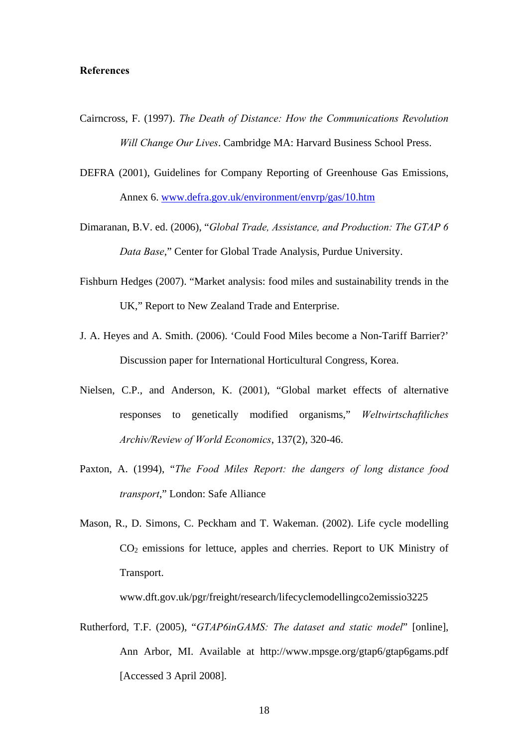**References**

Cairncross, F. (1997). *The Death of Distance: How the Communications Revolution Will Change Our Lives*. Cambridge MA: Harvard Business School Press.

DEFRA (2001), Guidelines for Company Reporting of Greenhouse Gas Emissions, Annex 6. www.defra.gov.uk/environment/envrp/gas/10.htm

Dimaranan, B.V. ed. (2006), "*Global Trade, Assistance, and Production: The GTAP 6 Data Base*," Center for Global Trade Analysis, Purdue University.

Fishburn Hedges (2007). "Market analysis: food miles and sustainability trends in the UK," Report to New Zealand Trade and Enterprise.

J. A. Heyes and A. Smith. (2006). 'Could Food Miles become a Non-Tariff Barrier?' Discussion paper for International Horticultural Congress, Korea.

Nielsen, C.P., and Anderson, K. (2001), "Global market effects of alternative responses to genetically modified organisms," *Weltwirtschaftliches Archiv/Review of World Economics*, 137(2), 320-46.

Paxton, A. (1994), "*The Food Miles Report: the dangers of long distance food transport*," London: Safe Alliance

Mason, R., D. Simons, C. Peckham and T. Wakeman. (2002). Life cycle modelling $CO_2$ emissions for lettuce, apples and cherries. Report to UK Ministry of Transport. www.dft.gov.uk/pgr/freight/research/lifecyclemodellingco2emissio3225

Rutherford, T.F. (2005), "*GTAP6inGAMS: The dataset and static model*" [online], Ann Arbor, MI. Available at http://www.mpsge.org/gtap6/gtap6gams.pdf [Accessed 3 April 2008].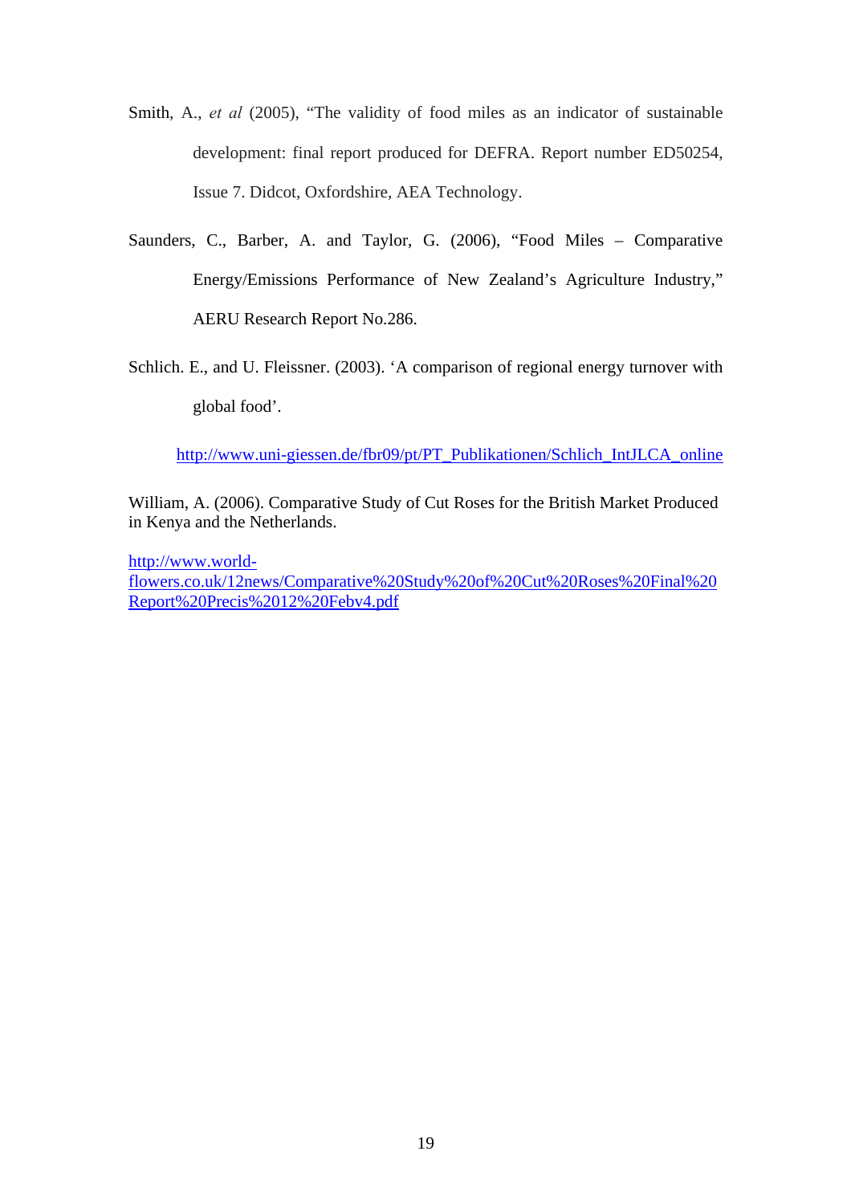Smith, A., *et al* (2005), "The validity of food miles as an indicator of sustainable development: final report produced for DEFRA. Report number ED50254, Issue 7. Didcot, Oxfordshire, AEA Technology.

Saunders, C., Barber, A. and Taylor, G. (2006), "Food Miles – Comparative Energy/Emissions Performance of New Zealand's Agriculture Industry," AERU Research Report No.286.

Schlich. E., and U. Fleissner. (2003). 'A comparison of regional energy turnover with global food'.

http://www.uni-giessen.de/fbr09/pt/PT_Publikationen/Schlich_IntJLCA_online

William, A. (2006). Comparative Study of Cut Roses for the British Market Produced in Kenya and the Netherlands.

http://www.world-flowers.co.uk/12news/Comparative%20Study%20of%20Cut%20Roses%20Final%20Report%20Precis%2012%20Febv4.pdf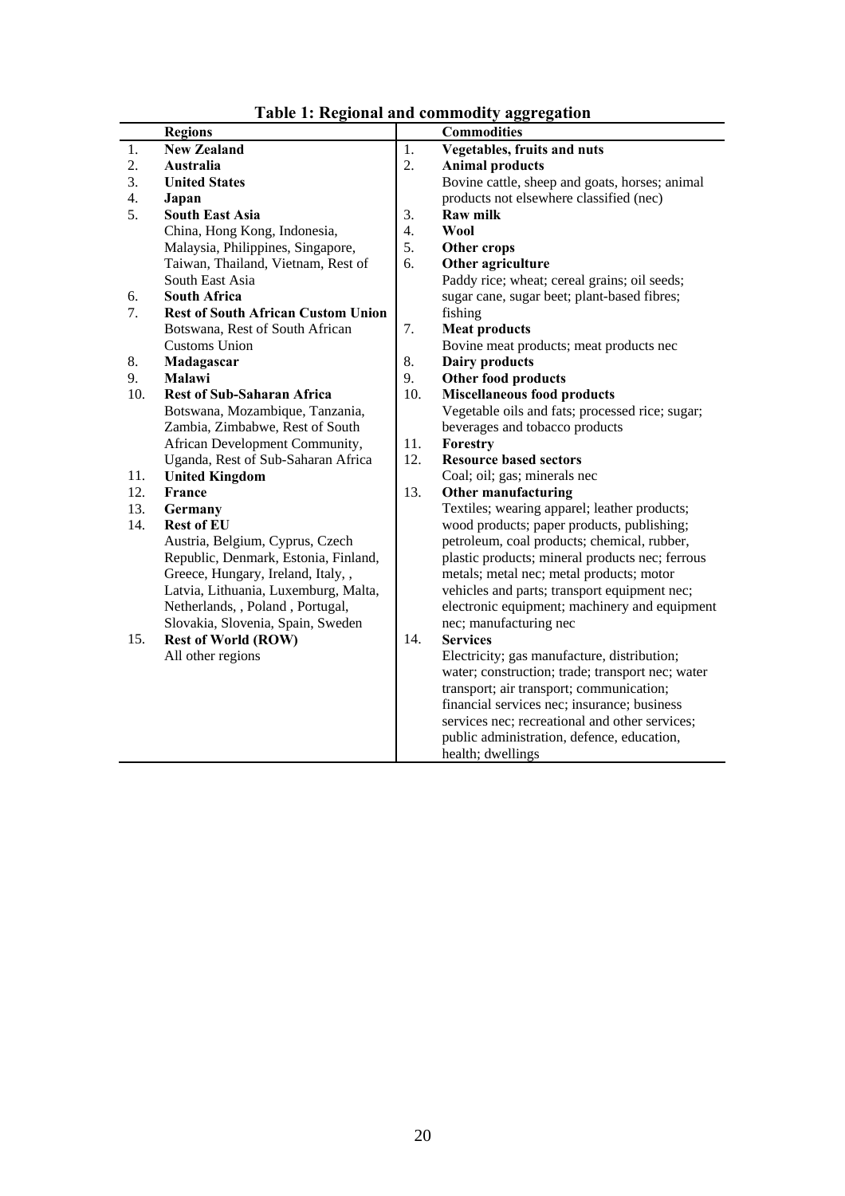**Table 1: Regional and commodity aggregation**

| | Regions | | Commodities |
|---|---|---|---|
| 1. | **New Zealand** | 1. | **Vegetables, fruits and nuts** |
| 2. | **Australia** | 2. | **Animal products** Bovine cattle, sheep and goats, horses; animal products not elsewhere classified (nec) |
| 3. | **United States** | 3. | **Raw milk** |
| 4. | **Japan** | 4. | **Wool** |
| 5. | **South East Asia** China, Hong Kong, Indonesia, Malaysia, Philippines, Singapore, Taiwan, Thailand, Vietnam, Rest of South East Asia | 5. | **Other crops** |
| 6. | **South Africa** | 6. | **Other agriculture** Paddy rice; wheat; cereal grains; oil seeds; sugar cane, sugar beet; plant-based fibres; fishing |
| 7. | **Rest of South African Custom Union** Botswana, Rest of South African Customs Union | 7. | **Meat products** Bovine meat products; meat products nec |
| 8. | **Madagascar** | 8. | **Dairy products** |
| 9. | **Malawi** | 9. | **Other food products** |
| 10. | **Rest of Sub-Saharan Africa** Botswana, Mozambique, Tanzania, Zambia, Zimbabwe, Rest of South African Development Community, Uganda, Rest of Sub-Saharan Africa | 10. | **Miscellaneous food products** Vegetable oils and fats; processed rice; sugar; beverages and tobacco products |
| 11. | **United Kingdom** | 11. | **Forestry** |
| 12. | **France** | 12. | **Resource based sectors** Coal; oil; gas; minerals nec |
| 13. | **Germany** | 13. | **Other manufacturing** Textiles; wearing apparel; leather products; wood products; paper products, publishing; petroleum, coal products; chemical, rubber, plastic products; mineral products nec; ferrous metals; metal nec; metal products; motor vehicles and parts; transport equipment nec; electronic equipment; machinery and equipment nec; manufacturing nec |
| 14. | **Rest of EU** Austria, Belgium, Cyprus, Czech Republic, Denmark, Estonia, Finland, Greece, Hungary, Ireland, Italy, , Latvia, Lithuania, Luxemburg, Malta, Netherlands, , Poland , Portugal, Slovakia, Slovenia, Spain, Sweden | 14. | **Services** Electricity; gas manufacture, distribution; water; construction; trade; transport nec; water transport; air transport; communication; financial services nec; insurance; business services nec; recreational and other services; public administration, defence, education, health; dwellings |
| 15. | **Rest of World (ROW)** All other regions | | |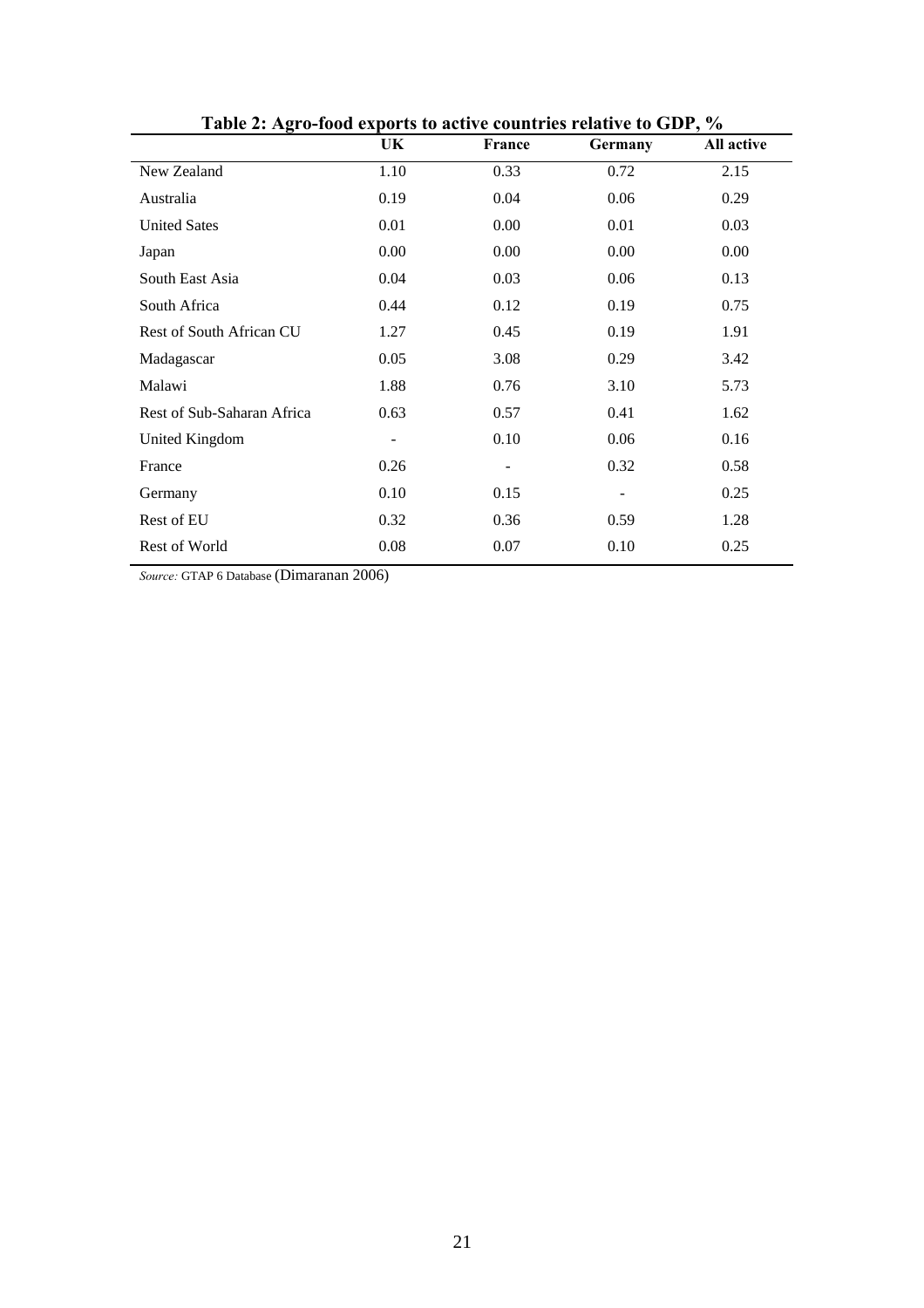**Table 2: Agro-food exports to active countries relative to GDP, %**

| | UK | France | Germany | All active |
|---|---|---|---|---|
| New Zealand | 1.10 | 0.33 | 0.72 | 2.15 |
| Australia | 0.19 | 0.04 | 0.06 | 0.29 |
| United Sates | 0.01 | 0.00 | 0.01 | 0.03 |
| Japan | 0.00 | 0.00 | 0.00 | 0.00 |
| South East Asia | 0.04 | 0.03 | 0.06 | 0.13 |
| South Africa | 0.44 | 0.12 | 0.19 | 0.75 |
| Rest of South African CU | 1.27 | 0.45 | 0.19 | 1.91 |
| Madagascar | 0.05 | 3.08 | 0.29 | 3.42 |
| Malawi | 1.88 | 0.76 | 3.10 | 5.73 |
| Rest of Sub-Saharan Africa | 0.63 | 0.57 | 0.41 | 1.62 |
| United Kingdom | - | 0.10 | 0.06 | 0.16 |
| France | 0.26 | - | 0.32 | 0.58 |
| Germany | 0.10 | 0.15 | - | 0.25 |
| Rest of EU | 0.32 | 0.36 | 0.59 | 1.28 |
| Rest of World | 0.08 | 0.07 | 0.10 | 0.25 |

*Source:* GTAP 6 Database (Dimaranan 2006)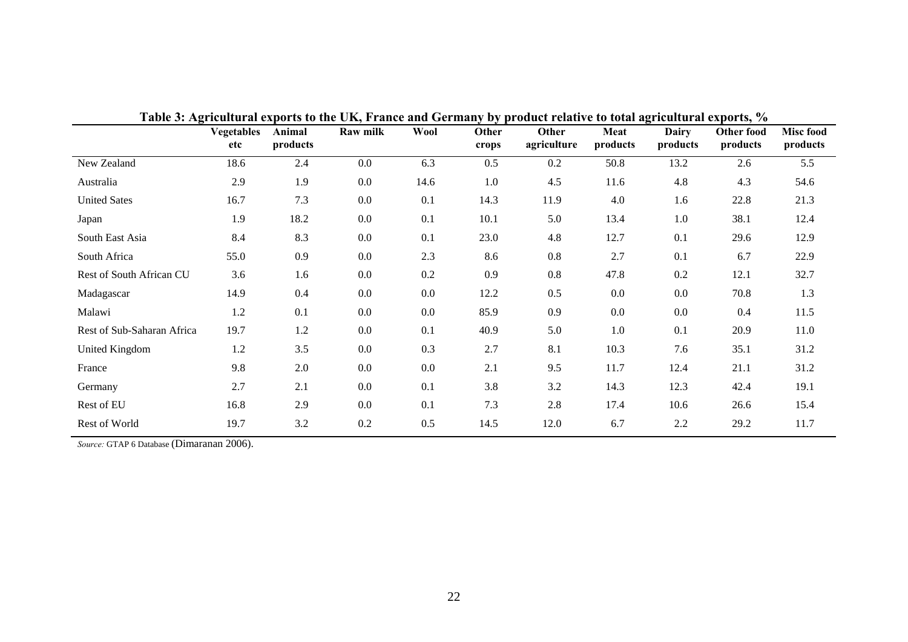**Table 3: Agricultural exports to the UK, France and Germany by product relative to total agricultural exports, %**

| | Vegetables etc | Animal products | Raw milk | Wool | Other crops | Other agriculture | Meat products | Dairy products | Other food products | Misc food products |
|---|---|---|---|---|---|---|---|---|---|---|
| New Zealand | 18.6 | 2.4 | 0.0 | 6.3 | 0.5 | 0.2 | 50.8 | 13.2 | 2.6 | 5.5 |
| Australia | 2.9 | 1.9 | 0.0 | 14.6 | 1.0 | 4.5 | 11.6 | 4.8 | 4.3 | 54.6 |
| United Sates | 16.7 | 7.3 | 0.0 | 0.1 | 14.3 | 11.9 | 4.0 | 1.6 | 22.8 | 21.3 |
| Japan | 1.9 | 18.2 | 0.0 | 0.1 | 10.1 | 5.0 | 13.4 | 1.0 | 38.1 | 12.4 |
| South East Asia | 8.4 | 8.3 | 0.0 | 0.1 | 23.0 | 4.8 | 12.7 | 0.1 | 29.6 | 12.9 |
| South Africa | 55.0 | 0.9 | 0.0 | 2.3 | 8.6 | 0.8 | 2.7 | 0.1 | 6.7 | 22.9 |
| Rest of South African CU | 3.6 | 1.6 | 0.0 | 0.2 | 0.9 | 0.8 | 47.8 | 0.2 | 12.1 | 32.7 |
| Madagascar | 14.9 | 0.4 | 0.0 | 0.0 | 12.2 | 0.5 | 0.0 | 0.0 | 70.8 | 1.3 |
| Malawi | 1.2 | 0.1 | 0.0 | 0.0 | 85.9 | 0.9 | 0.0 | 0.0 | 0.4 | 11.5 |
| Rest of Sub-Saharan Africa | 19.7 | 1.2 | 0.0 | 0.1 | 40.9 | 5.0 | 1.0 | 0.1 | 20.9 | 11.0 |
| United Kingdom | 1.2 | 3.5 | 0.0 | 0.3 | 2.7 | 8.1 | 10.3 | 7.6 | 35.1 | 31.2 |
| France | 9.8 | 2.0 | 0.0 | 0.0 | 2.1 | 9.5 | 11.7 | 12.4 | 21.1 | 31.2 |
| Germany | 2.7 | 2.1 | 0.0 | 0.1 | 3.8 | 3.2 | 14.3 | 12.3 | 42.4 | 19.1 |
| Rest of EU | 16.8 | 2.9 | 0.0 | 0.1 | 7.3 | 2.8 | 17.4 | 10.6 | 26.6 | 15.4 |
| Rest of World | 19.7 | 3.2 | 0.2 | 0.5 | 14.5 | 12.0 | 6.7 | 2.2 | 29.2 | 11.7 |

*Source:* GTAP 6 Database (Dimaranan 2006).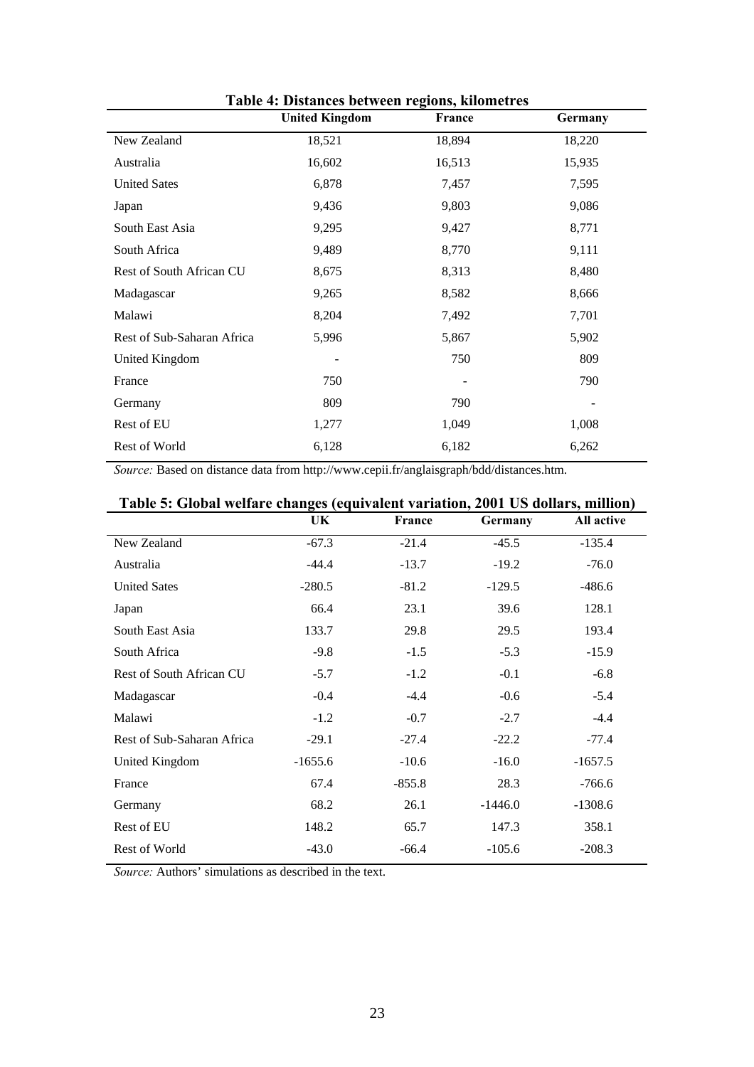**Table 4: Distances between regions, kilometres**

| | United Kingdom | France | Germany |
|---|---|---|---|
| New Zealand | 18,521 | 18,894 | 18,220 |
| Australia | 16,602 | 16,513 | 15,935 |
| United Sates | 6,878 | 7,457 | 7,595 |
| Japan | 9,436 | 9,803 | 9,086 |
| South East Asia | 9,295 | 9,427 | 8,771 |
| South Africa | 9,489 | 8,770 | 9,111 |
| Rest of South African CU | 8,675 | 8,313 | 8,480 |
| Madagascar | 9,265 | 8,582 | 8,666 |
| Malawi | 8,204 | 7,492 | 7,701 |
| Rest of Sub-Saharan Africa | 5,996 | 5,867 | 5,902 |
| United Kingdom | - | 750 | 809 |
| France | 750 | - | 790 |
| Germany | 809 | 790 | - |
| Rest of EU | 1,277 | 1,049 | 1,008 |
| Rest of World | 6,128 | 6,182 | 6,262 |

*Source:* Based on distance data from http://www.cepii.fr/anglaisgraph/bdd/distances.htm.

**Table 5: Global welfare changes (equivalent variation, 2001 US dollars, million)**

| | UK | France | Germany | All active |
|---|---|---|---|---|
| New Zealand | -67.3 | -21.4 | -45.5 | -135.4 |
| Australia | -44.4 | -13.7 | -19.2 | -76.0 |
| United Sates | -280.5 | -81.2 | -129.5 | -486.6 |
| Japan | 66.4 | 23.1 | 39.6 | 128.1 |
| South East Asia | 133.7 | 29.8 | 29.5 | 193.4 |
| South Africa | -9.8 | -1.5 | -5.3 | -15.9 |
| Rest of South African CU | -5.7 | -1.2 | -0.1 | -6.8 |
| Madagascar | -0.4 | -4.4 | -0.6 | -5.4 |
| Malawi | -1.2 | -0.7 | -2.7 | -4.4 |
| Rest of Sub-Saharan Africa | -29.1 | -27.4 | -22.2 | -77.4 |
| United Kingdom | -1655.6 | -10.6 | -16.0 | -1657.5 |
| France | 67.4 | -855.8 | 28.3 | -766.6 |
| Germany | 68.2 | 26.1 | -1446.0 | -1308.6 |
| Rest of EU | 148.2 | 65.7 | 147.3 | 358.1 |
| Rest of World | -43.0 | -66.4 | -105.6 | -208.3 |

*Source:* Authors' simulations as described in the text.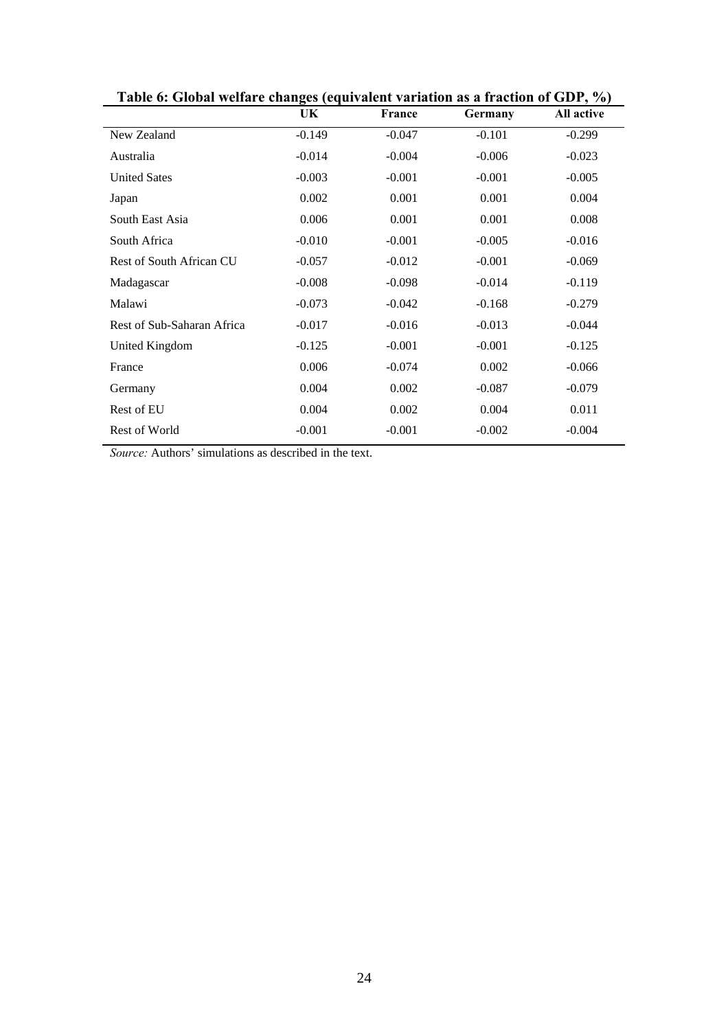**Table 6: Global welfare changes (equivalent variation as a fraction of GDP, %)**

| | UK | France | Germany | All active |
|---|---|---|---|---|
| New Zealand | -0.149 | -0.047 | -0.101 | -0.299 |
| Australia | -0.014 | -0.004 | -0.006 | -0.023 |
| United Sates | -0.003 | -0.001 | -0.001 | -0.005 |
| Japan | 0.002 | 0.001 | 0.001 | 0.004 |
| South East Asia | 0.006 | 0.001 | 0.001 | 0.008 |
| South Africa | -0.010 | -0.001 | -0.005 | -0.016 |
| Rest of South African CU | -0.057 | -0.012 | -0.001 | -0.069 |
| Madagascar | -0.008 | -0.098 | -0.014 | -0.119 |
| Malawi | -0.073 | -0.042 | -0.168 | -0.279 |
| Rest of Sub-Saharan Africa | -0.017 | -0.016 | -0.013 | -0.044 |
| United Kingdom | -0.125 | -0.001 | -0.001 | -0.125 |
| France | 0.006 | -0.074 | 0.002 | -0.066 |
| Germany | 0.004 | 0.002 | -0.087 | -0.079 |
| Rest of EU | 0.004 | 0.002 | 0.004 | 0.011 |
| Rest of World | -0.001 | -0.001 | -0.002 | -0.004 |

*Source:* Authors' simulations as described in the text.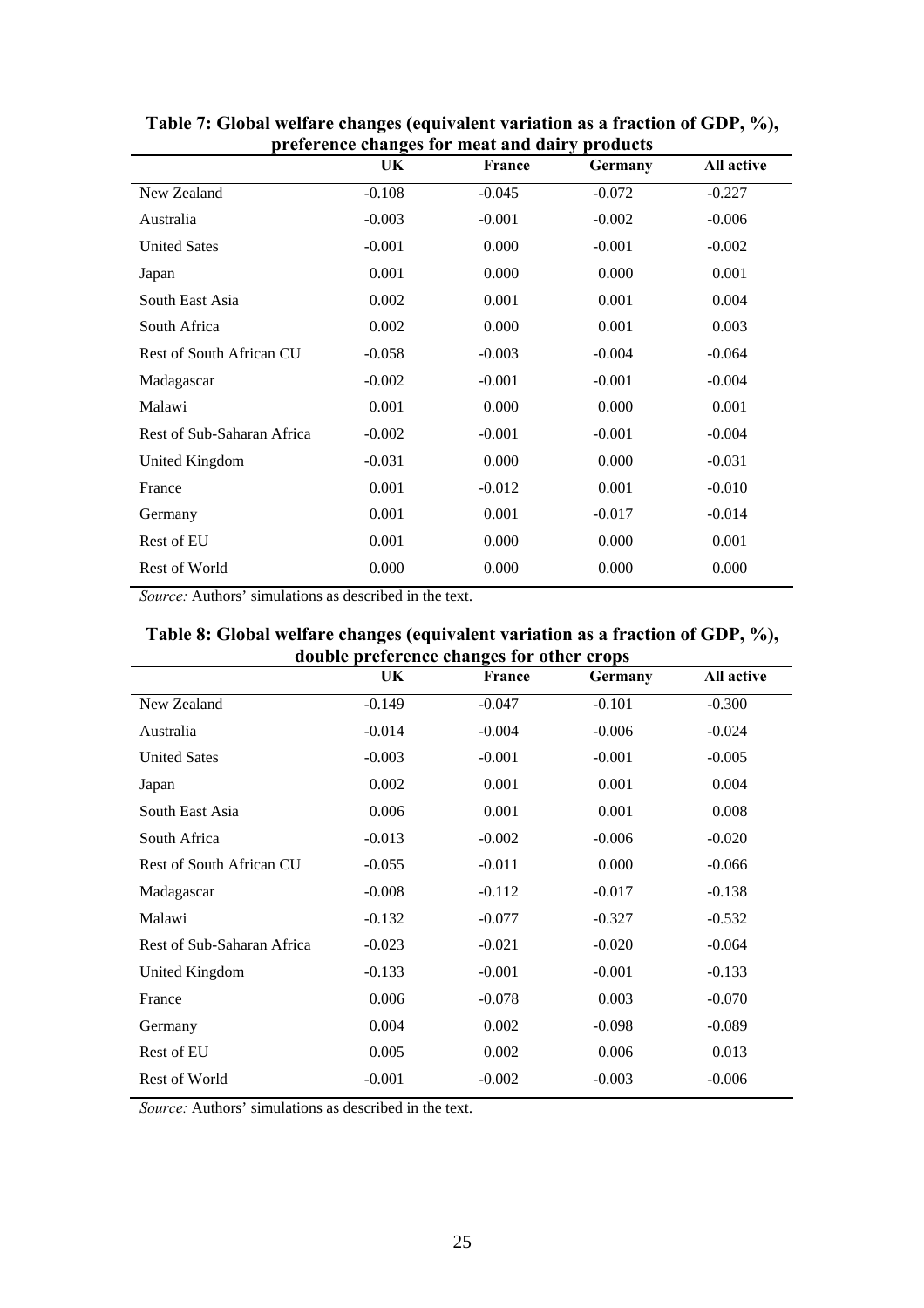**Table 7: Global welfare changes (equivalent variation as a fraction of GDP, %), preference changes for meat and dairy products**

| | UK | France | Germany | All active |
|---|---|---|---|---|
| New Zealand | -0.108 | -0.045 | -0.072 | -0.227 |
| Australia | -0.003 | -0.001 | -0.002 | -0.006 |
| United Sates | -0.001 | 0.000 | -0.001 | -0.002 |
| Japan | 0.001 | 0.000 | 0.000 | 0.001 |
| South East Asia | 0.002 | 0.001 | 0.001 | 0.004 |
| South Africa | 0.002 | 0.000 | 0.001 | 0.003 |
| Rest of South African CU | -0.058 | -0.003 | -0.004 | -0.064 |
| Madagascar | -0.002 | -0.001 | -0.001 | -0.004 |
| Malawi | 0.001 | 0.000 | 0.000 | 0.001 |
| Rest of Sub-Saharan Africa | -0.002 | -0.001 | -0.001 | -0.004 |
| United Kingdom | -0.031 | 0.000 | 0.000 | -0.031 |
| France | 0.001 | -0.012 | 0.001 | -0.010 |
| Germany | 0.001 | 0.001 | -0.017 | -0.014 |
| Rest of EU | 0.001 | 0.000 | 0.000 | 0.001 |
| Rest of World | 0.000 | 0.000 | 0.000 | 0.000 |

*Source:* Authors' simulations as described in the text.

**Table 8: Global welfare changes (equivalent variation as a fraction of GDP, %), double preference changes for other crops**

| | UK | France | Germany | All active |
|---|---|---|---|---|
| New Zealand | -0.149 | -0.047 | -0.101 | -0.300 |
| Australia | -0.014 | -0.004 | -0.006 | -0.024 |
| United Sates | -0.003 | -0.001 | -0.001 | -0.005 |
| Japan | 0.002 | 0.001 | 0.001 | 0.004 |
| South East Asia | 0.006 | 0.001 | 0.001 | 0.008 |
| South Africa | -0.013 | -0.002 | -0.006 | -0.020 |
| Rest of South African CU | -0.055 | -0.011 | 0.000 | -0.066 |
| Madagascar | -0.008 | -0.112 | -0.017 | -0.138 |
| Malawi | -0.132 | -0.077 | -0.327 | -0.532 |
| Rest of Sub-Saharan Africa | -0.023 | -0.021 | -0.020 | -0.064 |
| United Kingdom | -0.133 | -0.001 | -0.001 | -0.133 |
| France | 0.006 | -0.078 | 0.003 | -0.070 |
| Germany | 0.004 | 0.002 | -0.098 | -0.089 |
| Rest of EU | 0.005 | 0.002 | 0.006 | 0.013 |
| Rest of World | -0.001 | -0.002 | -0.003 | -0.006 |

*Source:* Authors' simulations as described in the text.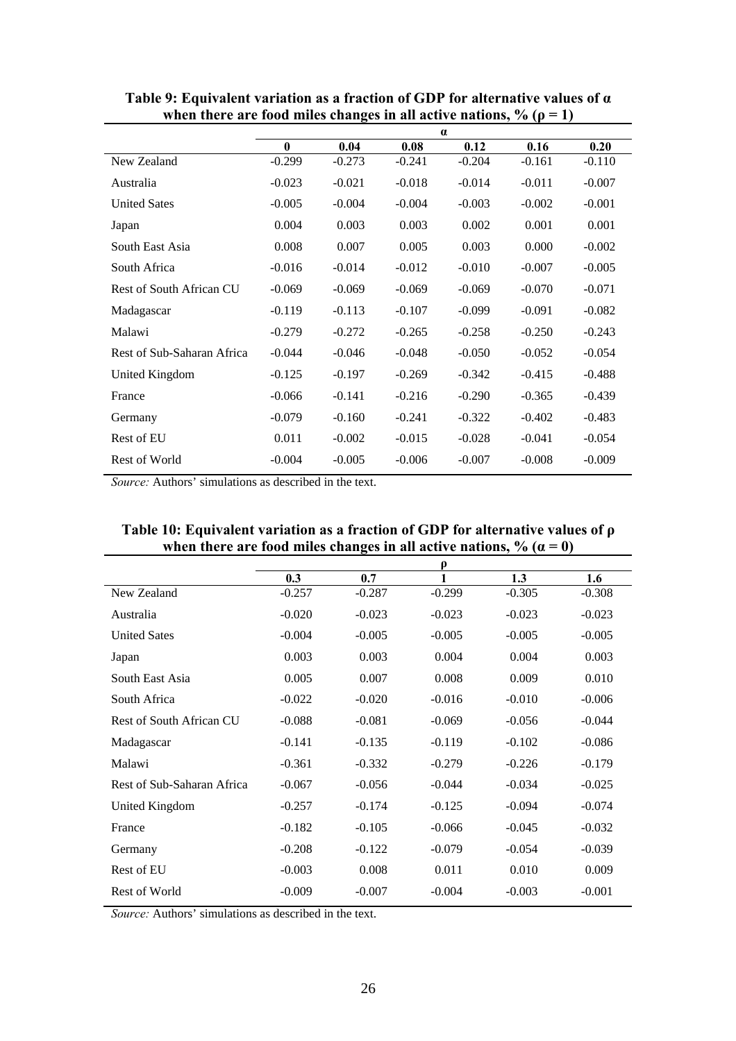**Table 9: Equivalent variation as a fraction of GDP for alternative values of $\alpha$ when there are food miles changes in all active nations, % ($\rho = 1$)**

| | $\alpha$ | | | | | |
|---|---|---|---|---|---|---|
| | **0** | **0.04** | **0.08** | **0.12** | **0.16** | **0.20** |
| New Zealand | -0.299 | -0.273 | -0.241 | -0.204 | -0.161 | -0.110 |
| Australia | -0.023 | -0.021 | -0.018 | -0.014 | -0.011 | -0.007 |
| United Sates | -0.005 | -0.004 | -0.004 | -0.003 | -0.002 | -0.001 |
| Japan | 0.004 | 0.003 | 0.003 | 0.002 | 0.001 | 0.001 |
| South East Asia | 0.008 | 0.007 | 0.005 | 0.003 | 0.000 | -0.002 |
| South Africa | -0.016 | -0.014 | -0.012 | -0.010 | -0.007 | -0.005 |
| Rest of South African CU | -0.069 | -0.069 | -0.069 | -0.069 | -0.070 | -0.071 |
| Madagascar | -0.119 | -0.113 | -0.107 | -0.099 | -0.091 | -0.082 |
| Malawi | -0.279 | -0.272 | -0.265 | -0.258 | -0.250 | -0.243 |
| Rest of Sub-Saharan Africa | -0.044 | -0.046 | -0.048 | -0.050 | -0.052 | -0.054 |
| United Kingdom | -0.125 | -0.197 | -0.269 | -0.342 | -0.415 | -0.488 |
| France | -0.066 | -0.141 | -0.216 | -0.290 | -0.365 | -0.439 |
| Germany | -0.079 | -0.160 | -0.241 | -0.322 | -0.402 | -0.483 |
| Rest of EU | 0.011 | -0.002 | -0.015 | -0.028 | -0.041 | -0.054 |
| Rest of World | -0.004 | -0.005 | -0.006 | -0.007 | -0.008 | -0.009 |

*Source:* Authors' simulations as described in the text.

**Table 10: Equivalent variation as a fraction of GDP for alternative values of $\rho$ when there are food miles changes in all active nations, % ($\alpha = 0$)**

| | $\rho$ | | | | |
|---|---|---|---|---|---|
| | **0.3** | **0.7** | **1** | **1.3** | **1.6** |
| New Zealand | -0.257 | -0.287 | -0.299 | -0.305 | -0.308 |
| Australia | -0.020 | -0.023 | -0.023 | -0.023 | -0.023 |
| United Sates | -0.004 | -0.005 | -0.005 | -0.005 | -0.005 |
| Japan | 0.003 | 0.003 | 0.004 | 0.004 | 0.003 |
| South East Asia | 0.005 | 0.007 | 0.008 | 0.009 | 0.010 |
| South Africa | -0.022 | -0.020 | -0.016 | -0.010 | -0.006 |
| Rest of South African CU | -0.088 | -0.081 | -0.069 | -0.056 | -0.044 |
| Madagascar | -0.141 | -0.135 | -0.119 | -0.102 | -0.086 |
| Malawi | -0.361 | -0.332 | -0.279 | -0.226 | -0.179 |
| Rest of Sub-Saharan Africa | -0.067 | -0.056 | -0.044 | -0.034 | -0.025 |
| United Kingdom | -0.257 | -0.174 | -0.125 | -0.094 | -0.074 |
| France | -0.182 | -0.105 | -0.066 | -0.045 | -0.032 |
| Germany | -0.208 | -0.122 | -0.079 | -0.054 | -0.039 |
| Rest of EU | -0.003 | 0.008 | 0.011 | 0.010 | 0.009 |
| Rest of World | -0.009 | -0.007 | -0.004 | -0.003 | -0.001 |

*Source:* Authors' simulations as described in the text.